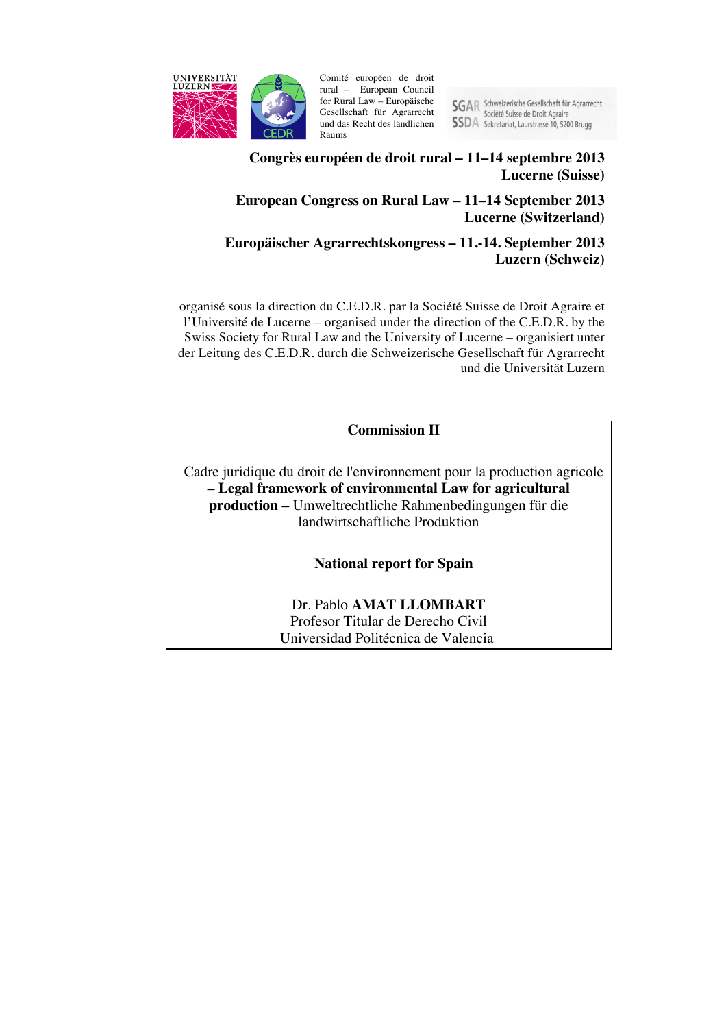UNIVERSITÄT LUZERN

Comité européen de droit rural – European Council for Rural Law – Europäische Gesellschaft für Agrarrecht und das Recht des ländlichen Raums

SGAR Schweizerische Gesellschaft für Agrarrecht
SSDA Société Suisse de Droit Agraire
Sekretariat, Laurstrasse 10, 5200 Brugg

**Congrès européen de droit rural – 11–14 septembre 2013**
**Lucerne (Suisse)**

**European Congress on Rural Law – 11–14 September 2013**
**Lucerne (Switzerland)**

**Europäischer Agrarrechtskongress – 11.-14. September 2013**
**Luzern (Schweiz)**

organisé sous la direction du C.E.D.R. par la Société Suisse de Droit Agraire et l'Université de Lucerne – organised under the direction of the C.E.D.R. by the Swiss Society for Rural Law and the University of Lucerne – organisiert unter der Leitung des C.E.D.R. durch die Schweizerische Gesellschaft für Agrarrecht und die Universität Luzern

**Commission II**

Cadre juridique du droit de l'environnement pour la production agricole **– Legal framework of environmental Law for agricultural production –** Umweltrechtliche Rahmenbedingungen für die landwirtschaftliche Produktion

**National report for Spain**

Dr. Pablo **AMAT LLOMBART**
Profesor Titular de Derecho Civil
Universidad Politécnica de Valencia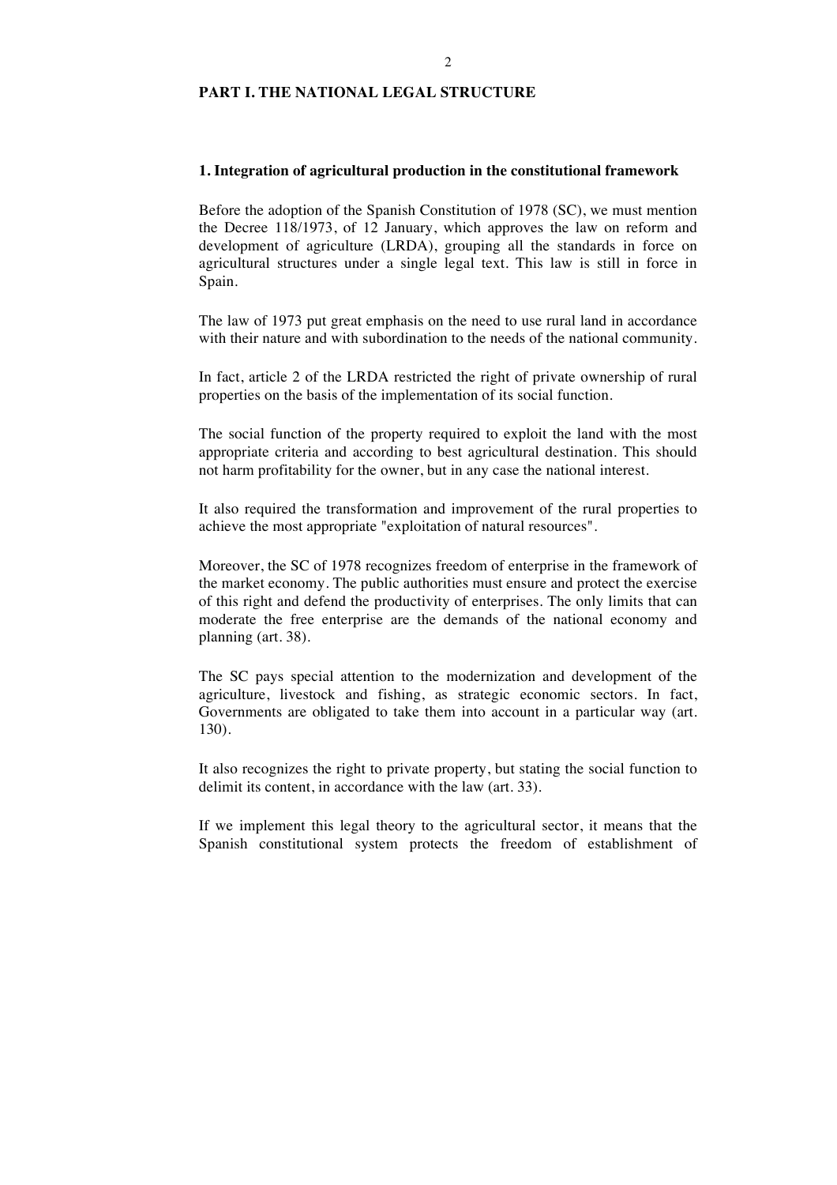## PART I. THE NATIONAL LEGAL STRUCTURE

### 1. Integration of agricultural production in the constitutional framework

Before the adoption of the Spanish Constitution of 1978 (SC), we must mention the Decree 118/1973, of 12 January, which approves the law on reform and development of agriculture (LRDA), grouping all the standards in force on agricultural structures under a single legal text. This law is still in force in Spain.

The law of 1973 put great emphasis on the need to use rural land in accordance with their nature and with subordination to the needs of the national community.

In fact, article 2 of the LRDA restricted the right of private ownership of rural properties on the basis of the implementation of its social function.

The social function of the property required to exploit the land with the most appropriate criteria and according to best agricultural destination. This should not harm profitability for the owner, but in any case the national interest.

It also required the transformation and improvement of the rural properties to achieve the most appropriate "exploitation of natural resources".

Moreover, the SC of 1978 recognizes freedom of enterprise in the framework of the market economy. The public authorities must ensure and protect the exercise of this right and defend the productivity of enterprises. The only limits that can moderate the free enterprise are the demands of the national economy and planning (art. 38).

The SC pays special attention to the modernization and development of the agriculture, livestock and fishing, as strategic economic sectors. In fact, Governments are obligated to take them into account in a particular way (art. 130).

It also recognizes the right to private property, but stating the social function to delimit its content, in accordance with the law (art. 33).

If we implement this legal theory to the agricultural sector, it means that the Spanish constitutional system protects the freedom of establishment of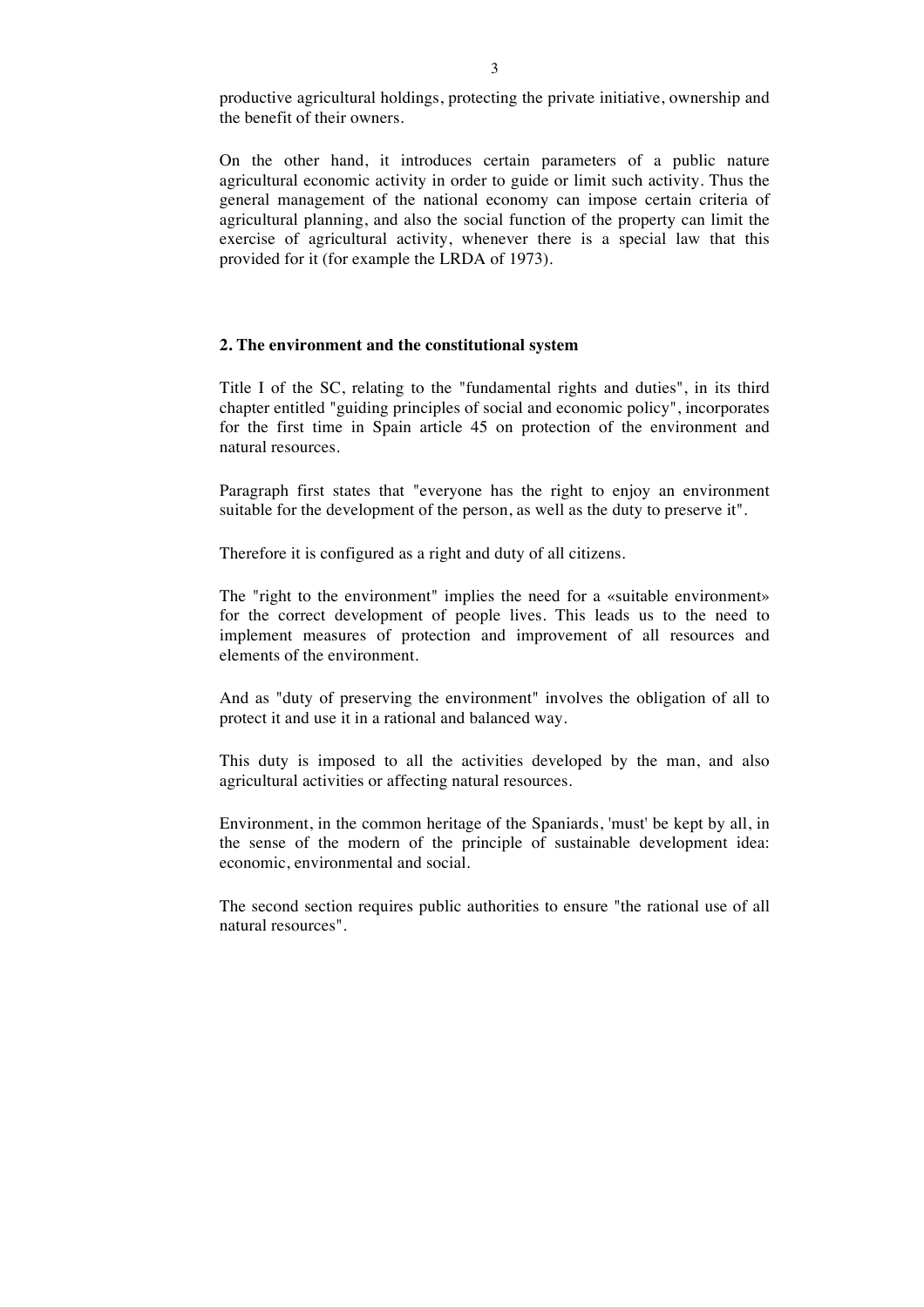productive agricultural holdings, protecting the private initiative, ownership and the benefit of their owners.

On the other hand, it introduces certain parameters of a public nature agricultural economic activity in order to guide or limit such activity. Thus the general management of the national economy can impose certain criteria of agricultural planning, and also the social function of the property can limit the exercise of agricultural activity, whenever there is a special law that this provided for it (for example the LRDA of 1973).

## 2. The environment and the constitutional system

Title I of the SC, relating to the "fundamental rights and duties", in its third chapter entitled "guiding principles of social and economic policy", incorporates for the first time in Spain article 45 on protection of the environment and natural resources.

Paragraph first states that "everyone has the right to enjoy an environment suitable for the development of the person, as well as the duty to preserve it".

Therefore it is configured as a right and duty of all citizens.

The "right to the environment" implies the need for a «suitable environment» for the correct development of people lives. This leads us to the need to implement measures of protection and improvement of all resources and elements of the environment.

And as "duty of preserving the environment" involves the obligation of all to protect it and use it in a rational and balanced way.

This duty is imposed to all the activities developed by the man, and also agricultural activities or affecting natural resources.

Environment, in the common heritage of the Spaniards, 'must' be kept by all, in the sense of the modern of the principle of sustainable development idea: economic, environmental and social.

The second section requires public authorities to ensure "the rational use of all natural resources".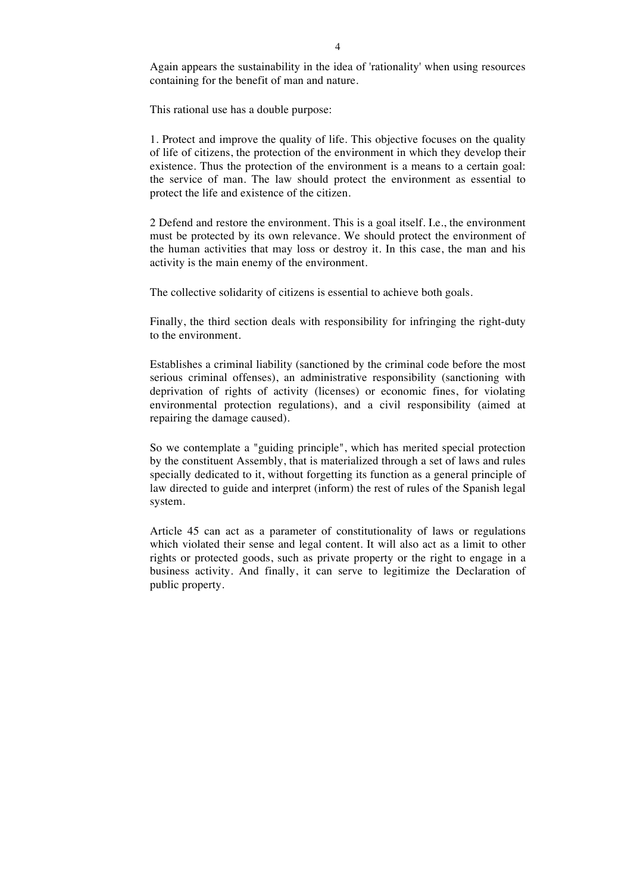Again appears the sustainability in the idea of 'rationality' when using resources containing for the benefit of man and nature.

This rational use has a double purpose:

1. Protect and improve the quality of life. This objective focuses on the quality of life of citizens, the protection of the environment in which they develop their existence. Thus the protection of the environment is a means to a certain goal: the service of man. The law should protect the environment as essential to protect the life and existence of the citizen.

2 Defend and restore the environment. This is a goal itself. I.e., the environment must be protected by its own relevance. We should protect the environment of the human activities that may loss or destroy it. In this case, the man and his activity is the main enemy of the environment.

The collective solidarity of citizens is essential to achieve both goals.

Finally, the third section deals with responsibility for infringing the right-duty to the environment.

Establishes a criminal liability (sanctioned by the criminal code before the most serious criminal offenses), an administrative responsibility (sanctioning with deprivation of rights of activity (licenses) or economic fines, for violating environmental protection regulations), and a civil responsibility (aimed at repairing the damage caused).

So we contemplate a "guiding principle", which has merited special protection by the constituent Assembly, that is materialized through a set of laws and rules specially dedicated to it, without forgetting its function as a general principle of law directed to guide and interpret (inform) the rest of rules of the Spanish legal system.

Article 45 can act as a parameter of constitutionality of laws or regulations which violated their sense and legal content. It will also act as a limit to other rights or protected goods, such as private property or the right to engage in a business activity. And finally, it can serve to legitimize the Declaration of public property.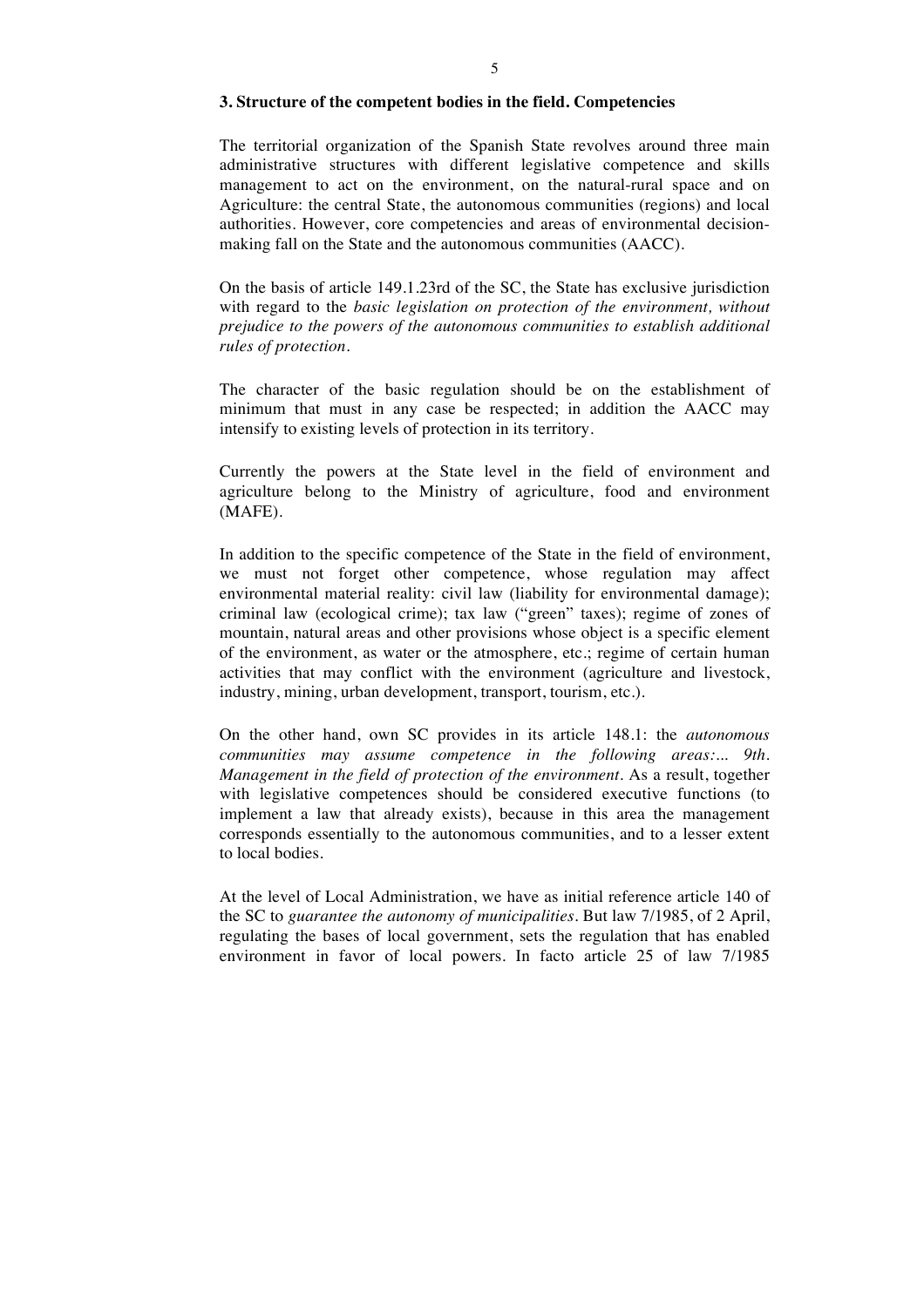### 3. Structure of the competent bodies in the field. Competencies

The territorial organization of the Spanish State revolves around three main administrative structures with different legislative competence and skills management to act on the environment, on the natural-rural space and on Agriculture: the central State, the autonomous communities (regions) and local authorities. However, core competencies and areas of environmental decision-making fall on the State and the autonomous communities (AACC).

On the basis of article 149.1.23rd of the SC, the State has exclusive jurisdiction with regard to the *basic legislation on protection of the environment, without prejudice to the powers of the autonomous communities to establish additional rules of protection*.

The character of the basic regulation should be on the establishment of minimum that must in any case be respected; in addition the AACC may intensify to existing levels of protection in its territory.

Currently the powers at the State level in the field of environment and agriculture belong to the Ministry of agriculture, food and environment (MAFE).

In addition to the specific competence of the State in the field of environment, we must not forget other competence, whose regulation may affect environmental material reality: civil law (liability for environmental damage); criminal law (ecological crime); tax law ("green" taxes); regime of zones of mountain, natural areas and other provisions whose object is a specific element of the environment, as water or the atmosphere, etc.; regime of certain human activities that may conflict with the environment (agriculture and livestock, industry, mining, urban development, transport, tourism, etc.).

On the other hand, own SC provides in its article 148.1: the *autonomous communities may assume competence in the following areas:... 9th. Management in the field of protection of the environment*. As a result, together with legislative competences should be considered executive functions (to implement a law that already exists), because in this area the management corresponds essentially to the autonomous communities, and to a lesser extent to local bodies.

At the level of Local Administration, we have as initial reference article 140 of the SC to *guarantee the autonomy of municipalities*. But law 7/1985, of 2 April, regulating the bases of local government, sets the regulation that has enabled environment in favor of local powers. In facto article 25 of law 7/1985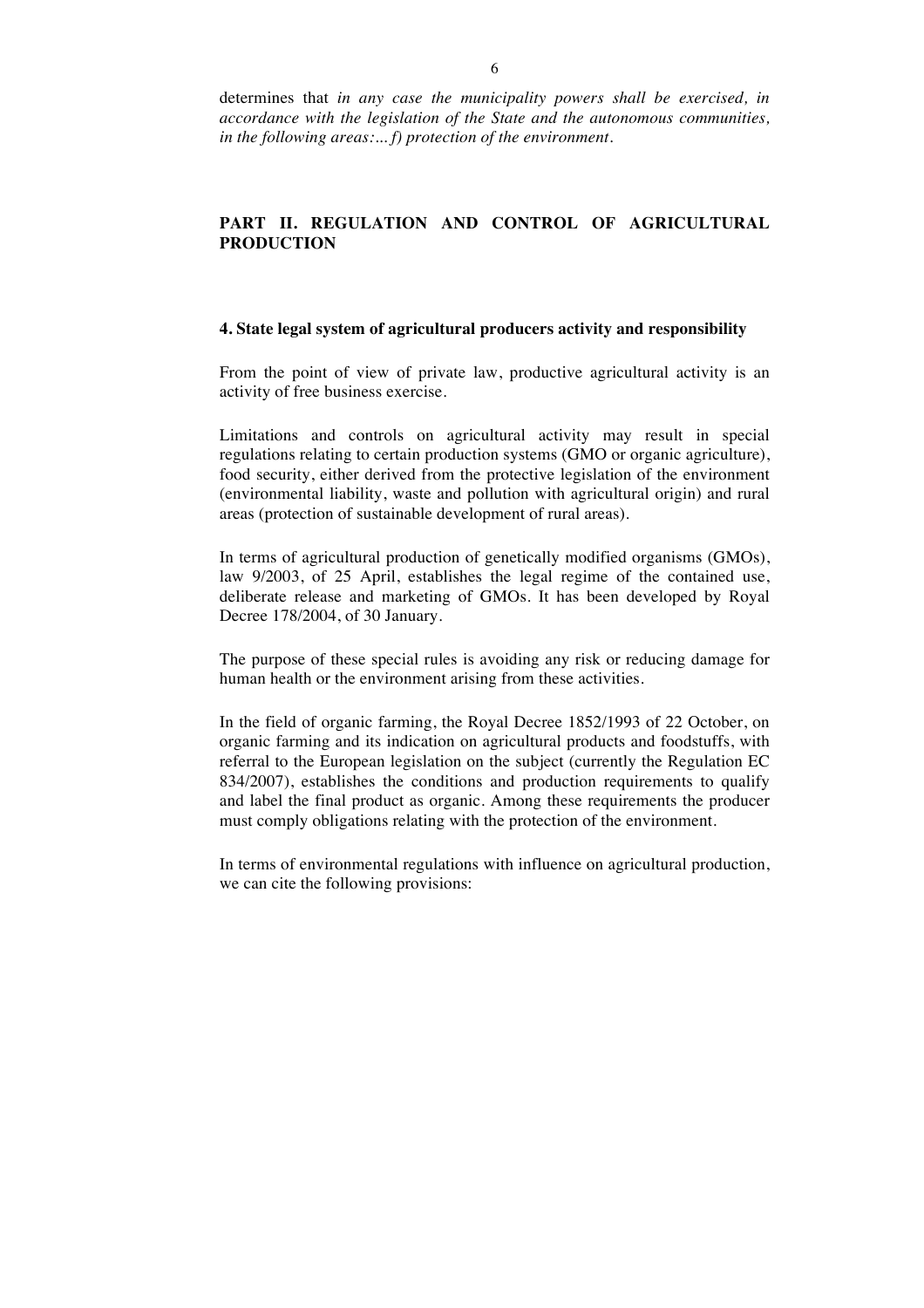determines that *in any case the municipality powers shall be exercised, in accordance with the legislation of the State and the autonomous communities, in the following areas:… f) protection of the environment*.

## PART II. REGULATION AND CONTROL OF AGRICULTURAL PRODUCTION

### 4. State legal system of agricultural producers activity and responsibility

From the point of view of private law, productive agricultural activity is an activity of free business exercise.

Limitations and controls on agricultural activity may result in special regulations relating to certain production systems (GMO or organic agriculture), food security, either derived from the protective legislation of the environment (environmental liability, waste and pollution with agricultural origin) and rural areas (protection of sustainable development of rural areas).

In terms of agricultural production of genetically modified organisms (GMOs), law 9/2003, of 25 April, establishes the legal regime of the contained use, deliberate release and marketing of GMOs. It has been developed by Royal Decree 178/2004, of 30 January.

The purpose of these special rules is avoiding any risk or reducing damage for human health or the environment arising from these activities.

In the field of organic farming, the Royal Decree 1852/1993 of 22 October, on organic farming and its indication on agricultural products and foodstuffs, with referral to the European legislation on the subject (currently the Regulation EC 834/2007), establishes the conditions and production requirements to qualify and label the final product as organic. Among these requirements the producer must comply obligations relating with the protection of the environment.

In terms of environmental regulations with influence on agricultural production, we can cite the following provisions: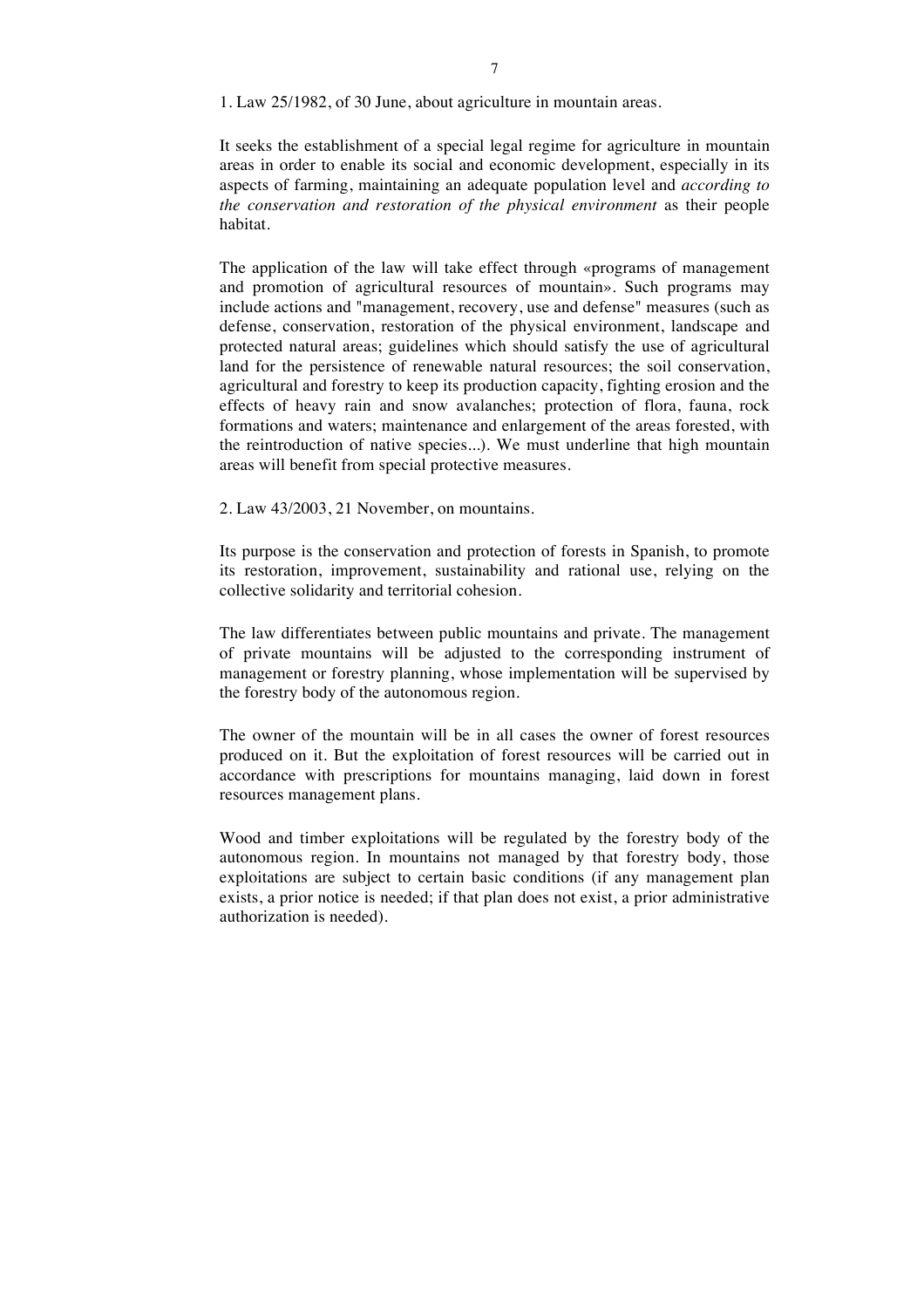1. Law 25/1982, of 30 June, about agriculture in mountain areas.

It seeks the establishment of a special legal regime for agriculture in mountain areas in order to enable its social and economic development, especially in its aspects of farming, maintaining an adequate population level and *according to the conservation and restoration of the physical environment* as their people habitat.

The application of the law will take effect through «programs of management and promotion of agricultural resources of mountain». Such programs may include actions and "management, recovery, use and defense" measures (such as defense, conservation, restoration of the physical environment, landscape and protected natural areas; guidelines which should satisfy the use of agricultural land for the persistence of renewable natural resources; the soil conservation, agricultural and forestry to keep its production capacity, fighting erosion and the effects of heavy rain and snow avalanches; protection of flora, fauna, rock formations and waters; maintenance and enlargement of the areas forested, with the reintroduction of native species...). We must underline that high mountain areas will benefit from special protective measures.

2. Law 43/2003, 21 November, on mountains.

Its purpose is the conservation and protection of forests in Spanish, to promote its restoration, improvement, sustainability and rational use, relying on the collective solidarity and territorial cohesion.

The law differentiates between public mountains and private. The management of private mountains will be adjusted to the corresponding instrument of management or forestry planning, whose implementation will be supervised by the forestry body of the autonomous region.

The owner of the mountain will be in all cases the owner of forest resources produced on it. But the exploitation of forest resources will be carried out in accordance with prescriptions for mountains managing, laid down in forest resources management plans.

Wood and timber exploitations will be regulated by the forestry body of the autonomous region. In mountains not managed by that forestry body, those exploitations are subject to certain basic conditions (if any management plan exists, a prior notice is needed; if that plan does not exist, a prior administrative authorization is needed).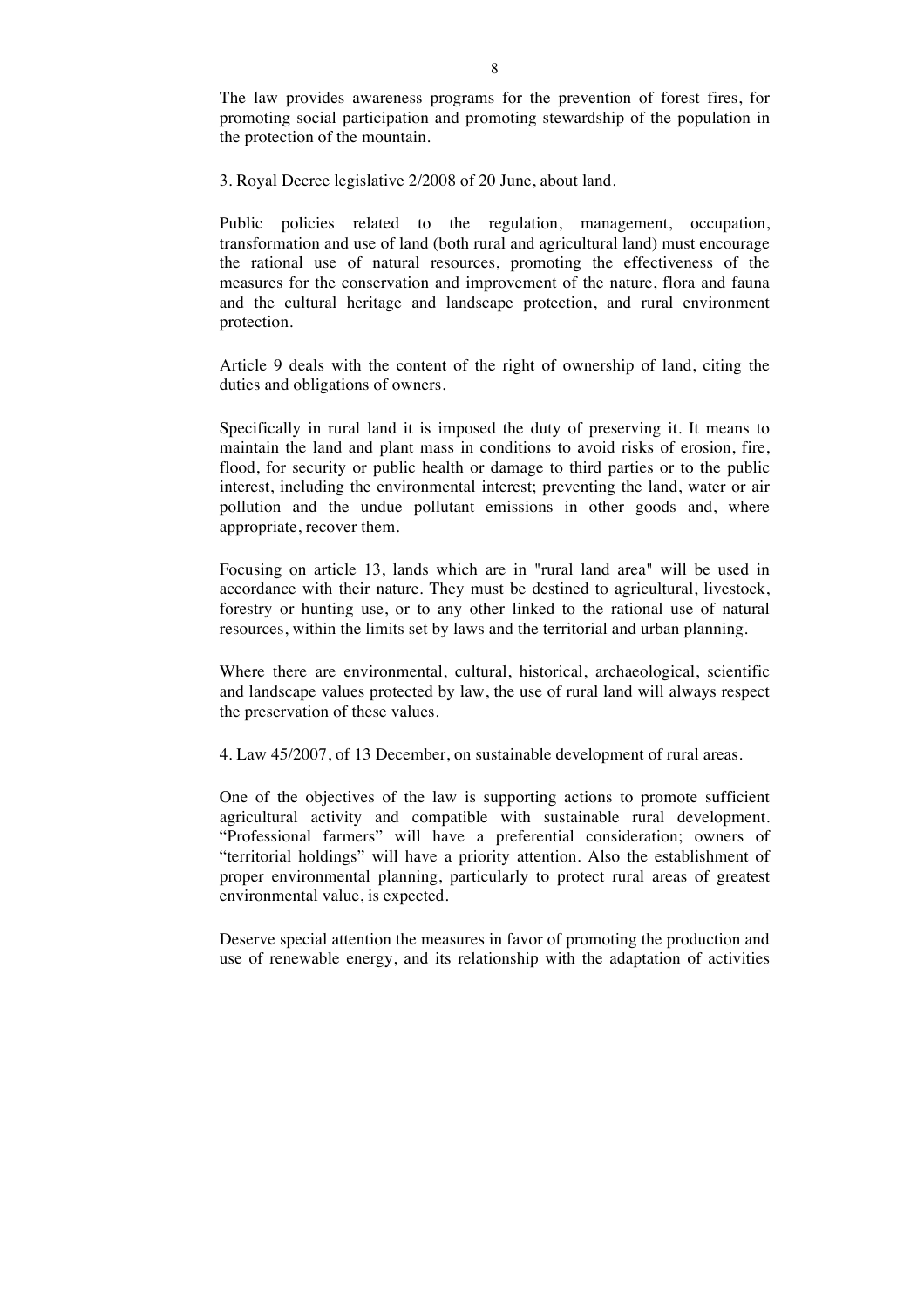The law provides awareness programs for the prevention of forest fires, for promoting social participation and promoting stewardship of the population in the protection of the mountain.

3. Royal Decree legislative 2/2008 of 20 June, about land.

Public policies related to the regulation, management, occupation, transformation and use of land (both rural and agricultural land) must encourage the rational use of natural resources, promoting the effectiveness of the measures for the conservation and improvement of the nature, flora and fauna and the cultural heritage and landscape protection, and rural environment protection.

Article 9 deals with the content of the right of ownership of land, citing the duties and obligations of owners.

Specifically in rural land it is imposed the duty of preserving it. It means to maintain the land and plant mass in conditions to avoid risks of erosion, fire, flood, for security or public health or damage to third parties or to the public interest, including the environmental interest; preventing the land, water or air pollution and the undue pollutant emissions in other goods and, where appropriate, recover them.

Focusing on article 13, lands which are in "rural land area" will be used in accordance with their nature. They must be destined to agricultural, livestock, forestry or hunting use, or to any other linked to the rational use of natural resources, within the limits set by laws and the territorial and urban planning.

Where there are environmental, cultural, historical, archaeological, scientific and landscape values protected by law, the use of rural land will always respect the preservation of these values.

4. Law 45/2007, of 13 December, on sustainable development of rural areas.

One of the objectives of the law is supporting actions to promote sufficient agricultural activity and compatible with sustainable rural development. "Professional farmers" will have a preferential consideration; owners of "territorial holdings" will have a priority attention. Also the establishment of proper environmental planning, particularly to protect rural areas of greatest environmental value, is expected.

Deserve special attention the measures in favor of promoting the production and use of renewable energy, and its relationship with the adaptation of activities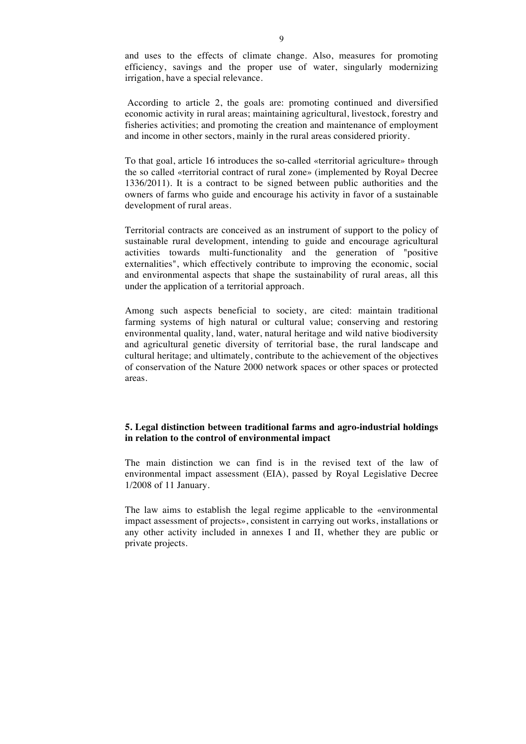and uses to the effects of climate change. Also, measures for promoting efficiency, savings and the proper use of water, singularly modernizing irrigation, have a special relevance.

According to article 2, the goals are: promoting continued and diversified economic activity in rural areas; maintaining agricultural, livestock, forestry and fisheries activities; and promoting the creation and maintenance of employment and income in other sectors, mainly in the rural areas considered priority.

To that goal, article 16 introduces the so-called «territorial agriculture» through the so called «territorial contract of rural zone» (implemented by Royal Decree 1336/2011). It is a contract to be signed between public authorities and the owners of farms who guide and encourage his activity in favor of a sustainable development of rural areas.

Territorial contracts are conceived as an instrument of support to the policy of sustainable rural development, intending to guide and encourage agricultural activities towards multi-functionality and the generation of "positive externalities", which effectively contribute to improving the economic, social and environmental aspects that shape the sustainability of rural areas, all this under the application of a territorial approach.

Among such aspects beneficial to society, are cited: maintain traditional farming systems of high natural or cultural value; conserving and restoring environmental quality, land, water, natural heritage and wild native biodiversity and agricultural genetic diversity of territorial base, the rural landscape and cultural heritage; and ultimately, contribute to the achievement of the objectives of conservation of the Nature 2000 network spaces or other spaces or protected areas.

## 5. Legal distinction between traditional farms and agro-industrial holdings in relation to the control of environmental impact

The main distinction we can find is in the revised text of the law of environmental impact assessment (EIA), passed by Royal Legislative Decree 1/2008 of 11 January.

The law aims to establish the legal regime applicable to the «environmental impact assessment of projects», consistent in carrying out works, installations or any other activity included in annexes I and II, whether they are public or private projects.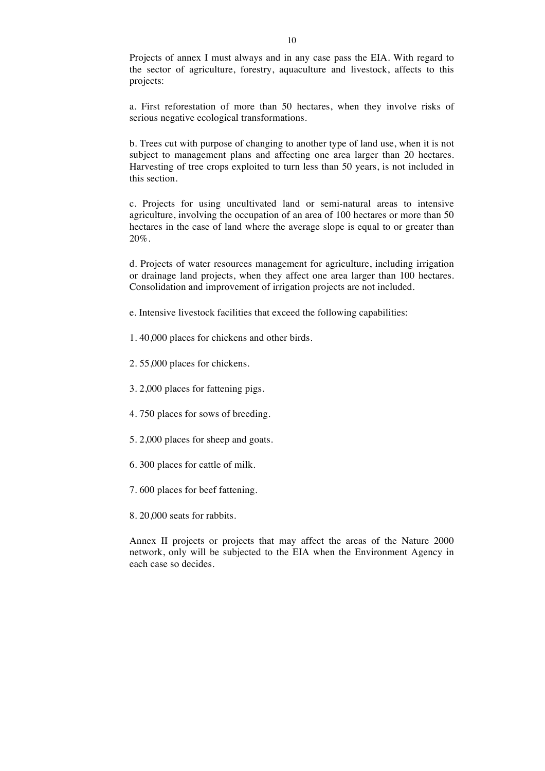Projects of annex I must always and in any case pass the EIA. With regard to the sector of agriculture, forestry, aquaculture and livestock, affects to this projects:

a. First reforestation of more than 50 hectares, when they involve risks of serious negative ecological transformations.

b. Trees cut with purpose of changing to another type of land use, when it is not subject to management plans and affecting one area larger than 20 hectares. Harvesting of tree crops exploited to turn less than 50 years, is not included in this section.

c. Projects for using uncultivated land or semi-natural areas to intensive agriculture, involving the occupation of an area of 100 hectares or more than 50 hectares in the case of land where the average slope is equal to or greater than 20%.

d. Projects of water resources management for agriculture, including irrigation or drainage land projects, when they affect one area larger than 100 hectares. Consolidation and improvement of irrigation projects are not included.

e. Intensive livestock facilities that exceed the following capabilities:

1. 40,000 places for chickens and other birds.

2. 55,000 places for chickens.

3. 2,000 places for fattening pigs.

4. 750 places for sows of breeding.

5. 2,000 places for sheep and goats.

6. 300 places for cattle of milk.

7. 600 places for beef fattening.

8. 20,000 seats for rabbits.

Annex II projects or projects that may affect the areas of the Nature 2000 network, only will be subjected to the EIA when the Environment Agency in each case so decides.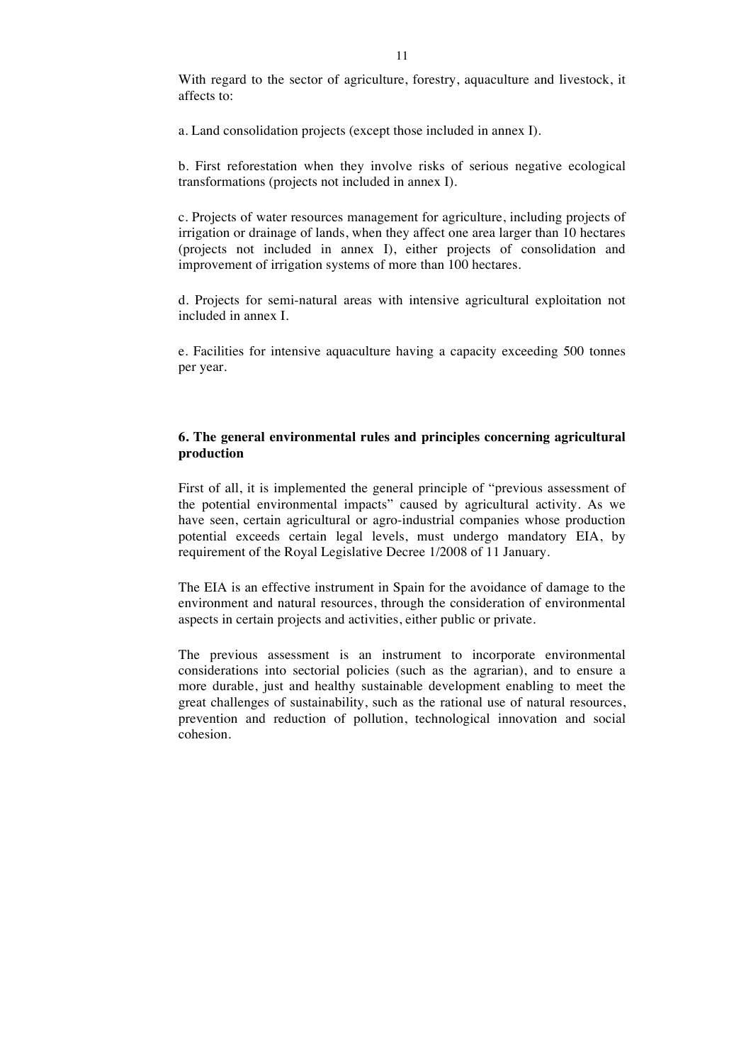With regard to the sector of agriculture, forestry, aquaculture and livestock, it affects to:

a. Land consolidation projects (except those included in annex I).

b. First reforestation when they involve risks of serious negative ecological transformations (projects not included in annex I).

c. Projects of water resources management for agriculture, including projects of irrigation or drainage of lands, when they affect one area larger than 10 hectares (projects not included in annex I), either projects of consolidation and improvement of irrigation systems of more than 100 hectares.

d. Projects for semi-natural areas with intensive agricultural exploitation not included in annex I.

e. Facilities for intensive aquaculture having a capacity exceeding 500 tonnes per year.

## 6. The general environmental rules and principles concerning agricultural production

First of all, it is implemented the general principle of "previous assessment of the potential environmental impacts" caused by agricultural activity. As we have seen, certain agricultural or agro-industrial companies whose production potential exceeds certain legal levels, must undergo mandatory EIA, by requirement of the Royal Legislative Decree 1/2008 of 11 January.

The EIA is an effective instrument in Spain for the avoidance of damage to the environment and natural resources, through the consideration of environmental aspects in certain projects and activities, either public or private.

The previous assessment is an instrument to incorporate environmental considerations into sectorial policies (such as the agrarian), and to ensure a more durable, just and healthy sustainable development enabling to meet the great challenges of sustainability, such as the rational use of natural resources, prevention and reduction of pollution, technological innovation and social cohesion.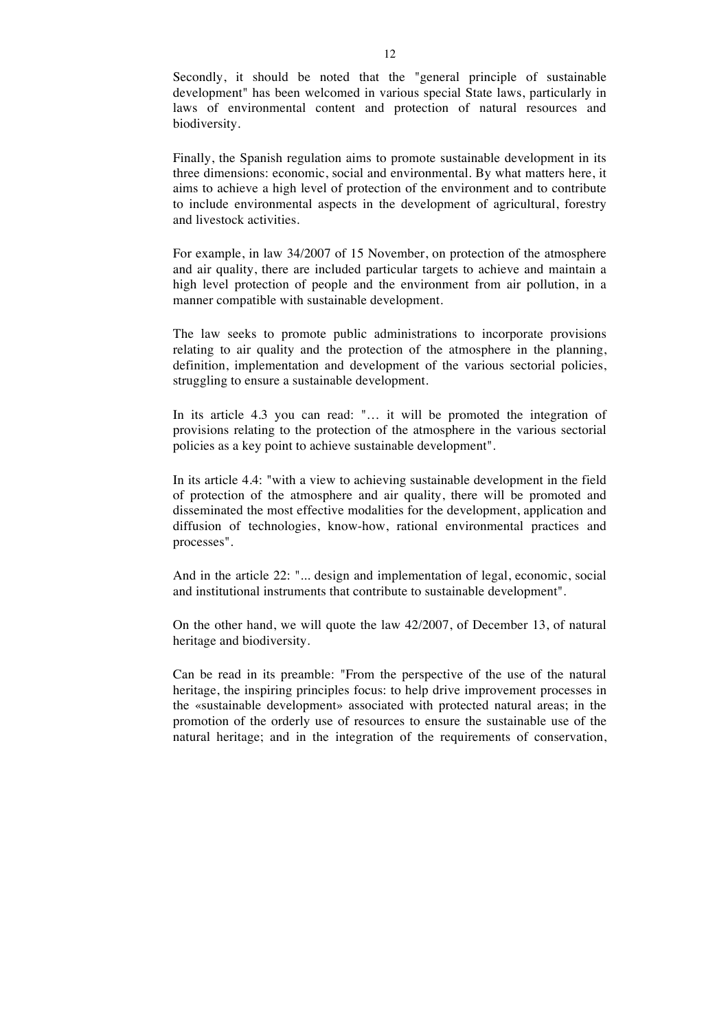Secondly, it should be noted that the "general principle of sustainable development" has been welcomed in various special State laws, particularly in laws of environmental content and protection of natural resources and biodiversity.

Finally, the Spanish regulation aims to promote sustainable development in its three dimensions: economic, social and environmental. By what matters here, it aims to achieve a high level of protection of the environment and to contribute to include environmental aspects in the development of agricultural, forestry and livestock activities.

For example, in law 34/2007 of 15 November, on protection of the atmosphere and air quality, there are included particular targets to achieve and maintain a high level protection of people and the environment from air pollution, in a manner compatible with sustainable development.

The law seeks to promote public administrations to incorporate provisions relating to air quality and the protection of the atmosphere in the planning, definition, implementation and development of the various sectorial policies, struggling to ensure a sustainable development.

In its article 4.3 you can read: "… it will be promoted the integration of provisions relating to the protection of the atmosphere in the various sectorial policies as a key point to achieve sustainable development".

In its article 4.4: "with a view to achieving sustainable development in the field of protection of the atmosphere and air quality, there will be promoted and disseminated the most effective modalities for the development, application and diffusion of technologies, know-how, rational environmental practices and processes".

And in the article 22: "... design and implementation of legal, economic, social and institutional instruments that contribute to sustainable development".

On the other hand, we will quote the law 42/2007, of December 13, of natural heritage and biodiversity.

Can be read in its preamble: "From the perspective of the use of the natural heritage, the inspiring principles focus: to help drive improvement processes in the «sustainable development» associated with protected natural areas; in the promotion of the orderly use of resources to ensure the sustainable use of the natural heritage; and in the integration of the requirements of conservation,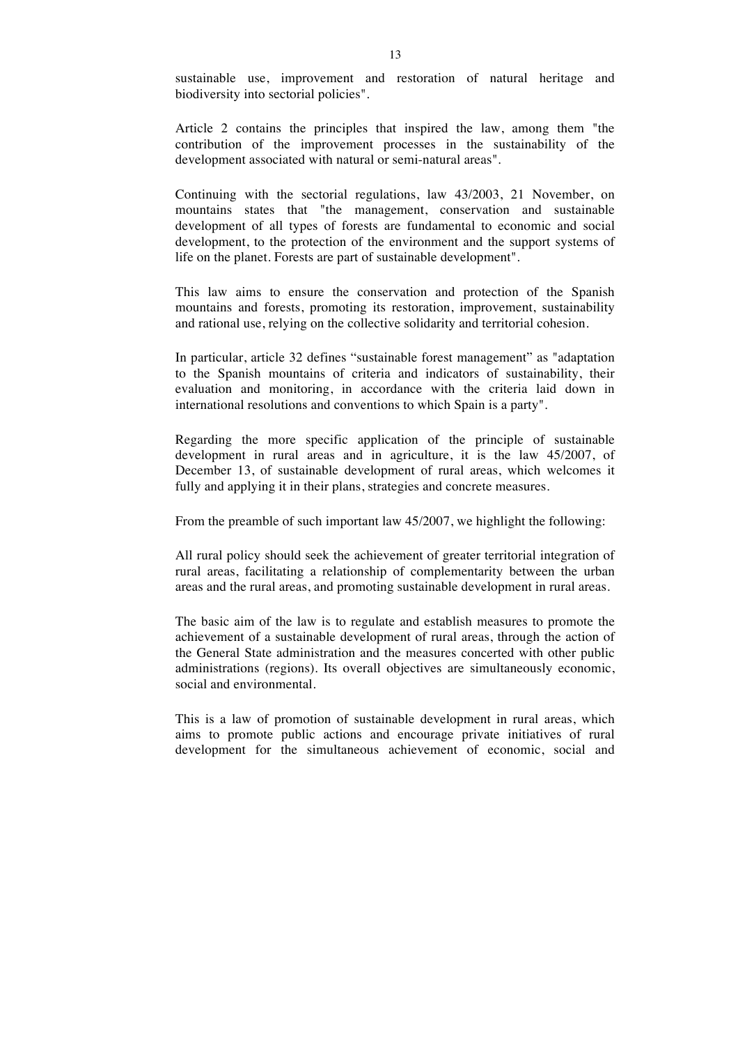sustainable use, improvement and restoration of natural heritage and biodiversity into sectorial policies".

Article 2 contains the principles that inspired the law, among them "the contribution of the improvement processes in the sustainability of the development associated with natural or semi-natural areas".

Continuing with the sectorial regulations, law 43/2003, 21 November, on mountains states that "the management, conservation and sustainable development of all types of forests are fundamental to economic and social development, to the protection of the environment and the support systems of life on the planet. Forests are part of sustainable development".

This law aims to ensure the conservation and protection of the Spanish mountains and forests, promoting its restoration, improvement, sustainability and rational use, relying on the collective solidarity and territorial cohesion.

In particular, article 32 defines "sustainable forest management" as "adaptation to the Spanish mountains of criteria and indicators of sustainability, their evaluation and monitoring, in accordance with the criteria laid down in international resolutions and conventions to which Spain is a party".

Regarding the more specific application of the principle of sustainable development in rural areas and in agriculture, it is the law 45/2007, of December 13, of sustainable development of rural areas, which welcomes it fully and applying it in their plans, strategies and concrete measures.

From the preamble of such important law 45/2007, we highlight the following:

All rural policy should seek the achievement of greater territorial integration of rural areas, facilitating a relationship of complementarity between the urban areas and the rural areas, and promoting sustainable development in rural areas.

The basic aim of the law is to regulate and establish measures to promote the achievement of a sustainable development of rural areas, through the action of the General State administration and the measures concerted with other public administrations (regions). Its overall objectives are simultaneously economic, social and environmental.

This is a law of promotion of sustainable development in rural areas, which aims to promote public actions and encourage private initiatives of rural development for the simultaneous achievement of economic, social and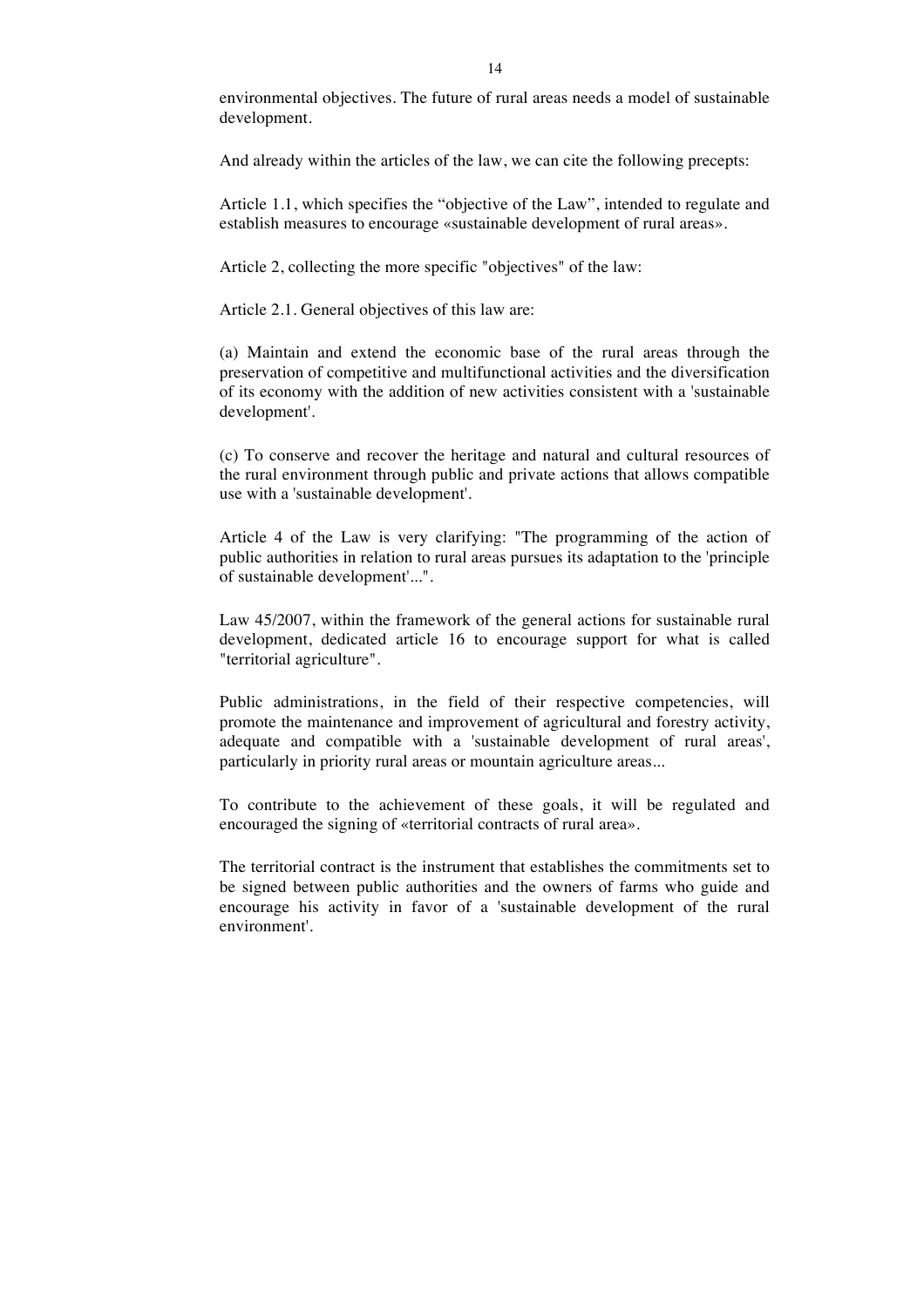environmental objectives. The future of rural areas needs a model of sustainable development.

And already within the articles of the law, we can cite the following precepts:

Article 1.1, which specifies the “objective of the Law”, intended to regulate and establish measures to encourage «sustainable development of rural areas».

Article 2, collecting the more specific "objectives" of the law:

Article 2.1. General objectives of this law are:

(a) Maintain and extend the economic base of the rural areas through the preservation of competitive and multifunctional activities and the diversification of its economy with the addition of new activities consistent with a 'sustainable development'.

(c) To conserve and recover the heritage and natural and cultural resources of the rural environment through public and private actions that allows compatible use with a 'sustainable development'.

Article 4 of the Law is very clarifying: "The programming of the action of public authorities in relation to rural areas pursues its adaptation to the 'principle of sustainable development'...".

Law 45/2007, within the framework of the general actions for sustainable rural development, dedicated article 16 to encourage support for what is called "territorial agriculture".

Public administrations, in the field of their respective competencies, will promote the maintenance and improvement of agricultural and forestry activity, adequate and compatible with a 'sustainable development of rural areas', particularly in priority rural areas or mountain agriculture areas...

To contribute to the achievement of these goals, it will be regulated and encouraged the signing of «territorial contracts of rural area».

The territorial contract is the instrument that establishes the commitments set to be signed between public authorities and the owners of farms who guide and encourage his activity in favor of a 'sustainable development of the rural environment'.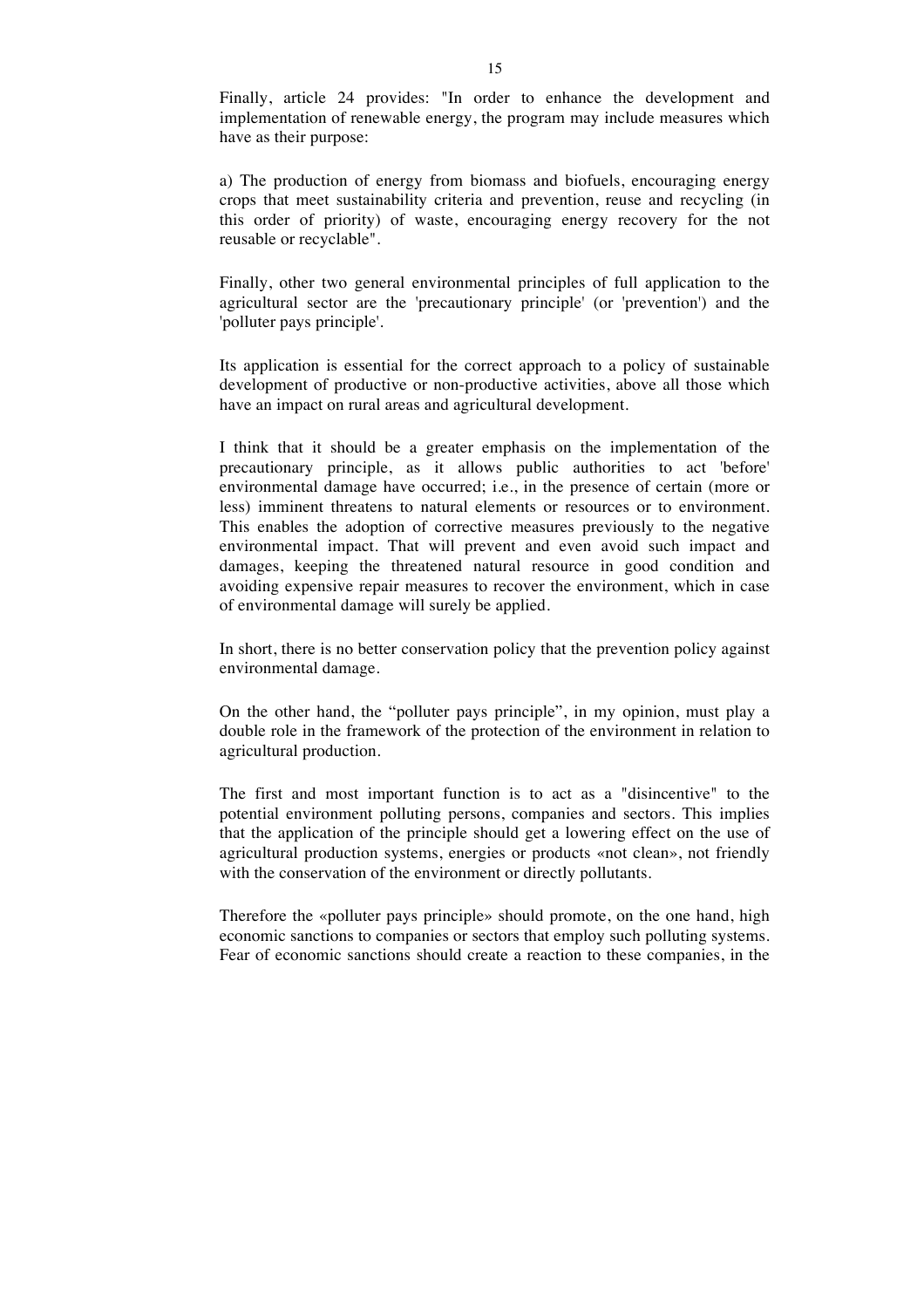Finally, article 24 provides: "In order to enhance the development and implementation of renewable energy, the program may include measures which have as their purpose:

a) The production of energy from biomass and biofuels, encouraging energy crops that meet sustainability criteria and prevention, reuse and recycling (in this order of priority) of waste, encouraging energy recovery for the not reusable or recyclable".

Finally, other two general environmental principles of full application to the agricultural sector are the 'precautionary principle' (or 'prevention') and the 'polluter pays principle'.

Its application is essential for the correct approach to a policy of sustainable development of productive or non-productive activities, above all those which have an impact on rural areas and agricultural development.

I think that it should be a greater emphasis on the implementation of the precautionary principle, as it allows public authorities to act 'before' environmental damage have occurred; i.e., in the presence of certain (more or less) imminent threatens to natural elements or resources or to environment. This enables the adoption of corrective measures previously to the negative environmental impact. That will prevent and even avoid such impact and damages, keeping the threatened natural resource in good condition and avoiding expensive repair measures to recover the environment, which in case of environmental damage will surely be applied.

In short, there is no better conservation policy that the prevention policy against environmental damage.

On the other hand, the "polluter pays principle", in my opinion, must play a double role in the framework of the protection of the environment in relation to agricultural production.

The first and most important function is to act as a "disincentive" to the potential environment polluting persons, companies and sectors. This implies that the application of the principle should get a lowering effect on the use of agricultural production systems, energies or products «not clean», not friendly with the conservation of the environment or directly pollutants.

Therefore the «polluter pays principle» should promote, on the one hand, high economic sanctions to companies or sectors that employ such polluting systems. Fear of economic sanctions should create a reaction to these companies, in the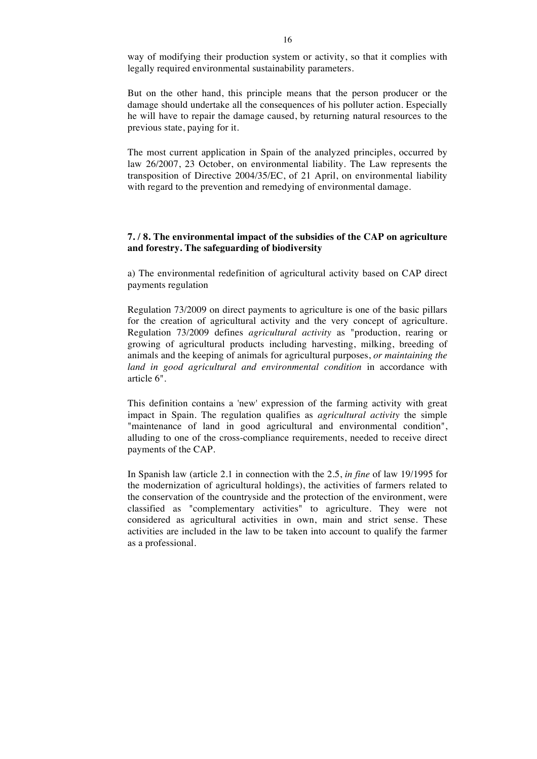way of modifying their production system or activity, so that it complies with legally required environmental sustainability parameters.

But on the other hand, this principle means that the person producer or the damage should undertake all the consequences of his polluter action. Especially he will have to repair the damage caused, by returning natural resources to the previous state, paying for it.

The most current application in Spain of the analyzed principles, occurred by law 26/2007, 23 October, on environmental liability. The Law represents the transposition of Directive 2004/35/EC, of 21 April, on environmental liability with regard to the prevention and remedying of environmental damage.

## 7. / 8. The environmental impact of the subsidies of the CAP on agriculture and forestry. The safeguarding of biodiversity

a) The environmental redefinition of agricultural activity based on CAP direct payments regulation

Regulation 73/2009 on direct payments to agriculture is one of the basic pillars for the creation of agricultural activity and the very concept of agriculture. Regulation 73/2009 defines *agricultural activity* as "production, rearing or growing of agricultural products including harvesting, milking, breeding of animals and the keeping of animals for agricultural purposes, *or maintaining the land in good agricultural and environmental condition* in accordance with article 6".

This definition contains a 'new' expression of the farming activity with great impact in Spain. The regulation qualifies as *agricultural activity* the simple "maintenance of land in good agricultural and environmental condition", alluding to one of the cross-compliance requirements, needed to receive direct payments of the CAP.

In Spanish law (article 2.1 in connection with the 2.5, *in fine* of law 19/1995 for the modernization of agricultural holdings), the activities of farmers related to the conservation of the countryside and the protection of the environment, were classified as "complementary activities" to agriculture. They were not considered as agricultural activities in own, main and strict sense. These activities are included in the law to be taken into account to qualify the farmer as a professional.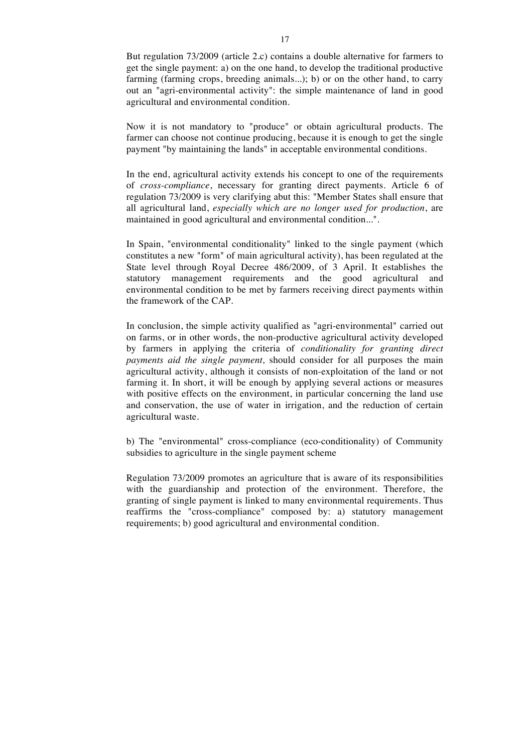But regulation 73/2009 (article 2.c) contains a double alternative for farmers to get the single payment: a) on the one hand, to develop the traditional productive farming (farming crops, breeding animals...); b) or on the other hand, to carry out an "agri-environmental activity": the simple maintenance of land in good agricultural and environmental condition.

Now it is not mandatory to "produce" or obtain agricultural products. The farmer can choose not continue producing, because it is enough to get the single payment "by maintaining the lands" in acceptable environmental conditions.

In the end, agricultural activity extends his concept to one of the requirements of *cross-compliance*, necessary for granting direct payments. Article 6 of regulation 73/2009 is very clarifying abut this: "Member States shall ensure that all agricultural land, *especially which are no longer used for production*, are maintained in good agricultural and environmental condition...".

In Spain, "environmental conditionality" linked to the single payment (which constitutes a new "form" of main agricultural activity), has been regulated at the State level through Royal Decree 486/2009, of 3 April. It establishes the statutory management requirements and the good agricultural and environmental condition to be met by farmers receiving direct payments within the framework of the CAP.

In conclusion, the simple activity qualified as "agri-environmental" carried out on farms, or in other words, the non-productive agricultural activity developed by farmers in applying the criteria of *conditionality for granting direct payments aid the single payment,* should consider for all purposes the main agricultural activity, although it consists of non-exploitation of the land or not farming it. In short, it will be enough by applying several actions or measures with positive effects on the environment, in particular concerning the land use and conservation, the use of water in irrigation, and the reduction of certain agricultural waste.

b) The "environmental" cross-compliance (eco-conditionality) of Community subsidies to agriculture in the single payment scheme

Regulation 73/2009 promotes an agriculture that is aware of its responsibilities with the guardianship and protection of the environment. Therefore, the granting of single payment is linked to many environmental requirements. Thus reaffirms the "cross-compliance" composed by: a) statutory management requirements; b) good agricultural and environmental condition.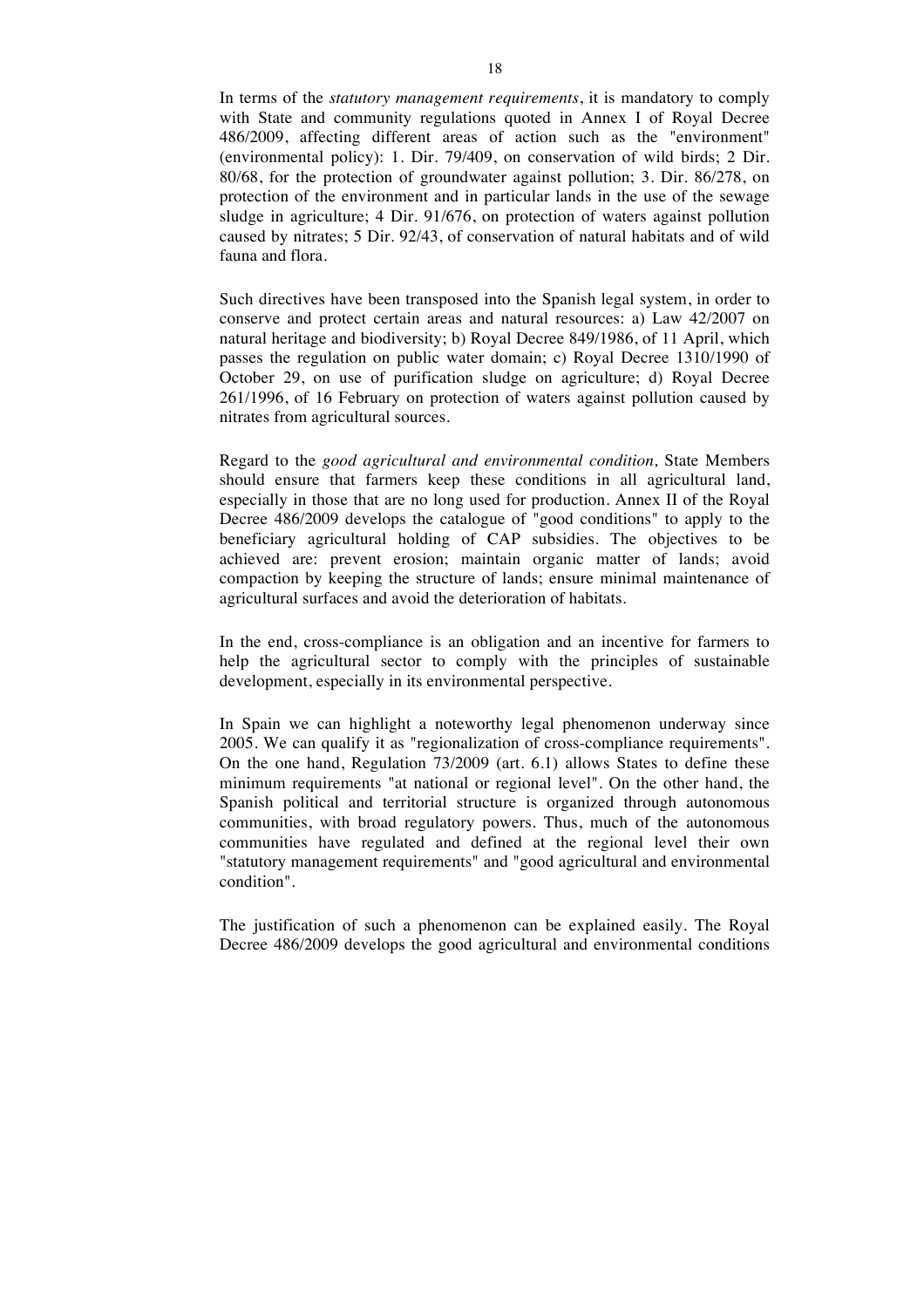In terms of the *statutory management requirements*, it is mandatory to comply with State and community regulations quoted in Annex I of Royal Decree 486/2009, affecting different areas of action such as the "environment" (environmental policy): 1. Dir. 79/409, on conservation of wild birds; 2 Dir. 80/68, for the protection of groundwater against pollution; 3. Dir. 86/278, on protection of the environment and in particular lands in the use of the sewage sludge in agriculture; 4 Dir. 91/676, on protection of waters against pollution caused by nitrates; 5 Dir. 92/43, of conservation of natural habitats and of wild fauna and flora.

Such directives have been transposed into the Spanish legal system, in order to conserve and protect certain areas and natural resources: a) Law 42/2007 on natural heritage and biodiversity; b) Royal Decree 849/1986, of 11 April, which passes the regulation on public water domain; c) Royal Decree 1310/1990 of October 29, on use of purification sludge on agriculture; d) Royal Decree 261/1996, of 16 February on protection of waters against pollution caused by nitrates from agricultural sources.

Regard to the *good agricultural and environmental condition,* State Members should ensure that farmers keep these conditions in all agricultural land, especially in those that are no long used for production. Annex II of the Royal Decree 486/2009 develops the catalogue of "good conditions" to apply to the beneficiary agricultural holding of CAP subsidies. The objectives to be achieved are: prevent erosion; maintain organic matter of lands; avoid compaction by keeping the structure of lands; ensure minimal maintenance of agricultural surfaces and avoid the deterioration of habitats.

In the end, cross-compliance is an obligation and an incentive for farmers to help the agricultural sector to comply with the principles of sustainable development, especially in its environmental perspective.

In Spain we can highlight a noteworthy legal phenomenon underway since 2005. We can qualify it as "regionalization of cross-compliance requirements". On the one hand, Regulation 73/2009 (art. 6.1) allows States to define these minimum requirements "at national or regional level". On the other hand, the Spanish political and territorial structure is organized through autonomous communities, with broad regulatory powers. Thus, much of the autonomous communities have regulated and defined at the regional level their own "statutory management requirements" and "good agricultural and environmental condition".

The justification of such a phenomenon can be explained easily. The Royal Decree 486/2009 develops the good agricultural and environmental conditions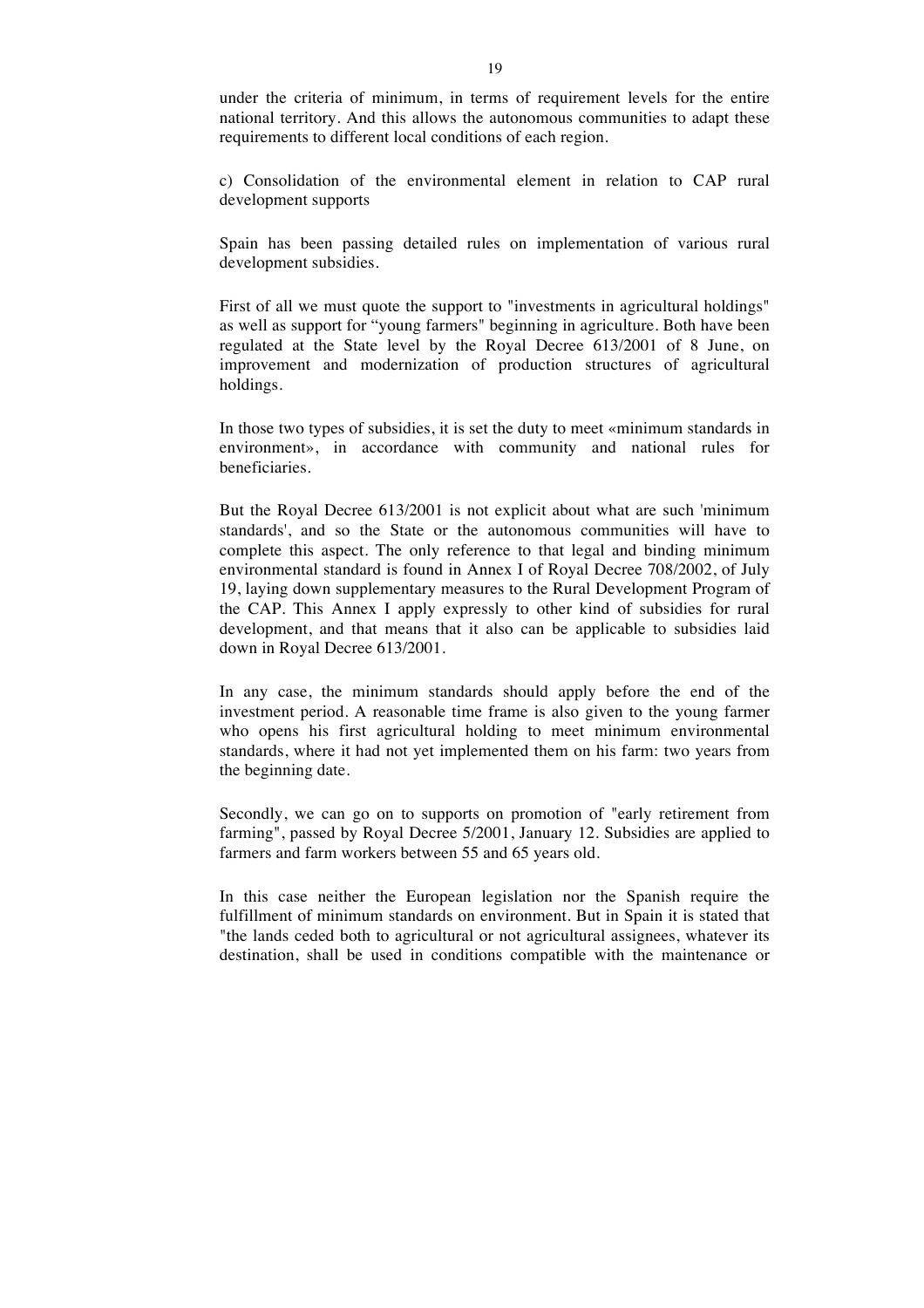under the criteria of minimum, in terms of requirement levels for the entire national territory. And this allows the autonomous communities to adapt these requirements to different local conditions of each region.

c) Consolidation of the environmental element in relation to CAP rural development supports

Spain has been passing detailed rules on implementation of various rural development subsidies.

First of all we must quote the support to "investments in agricultural holdings" as well as support for "young farmers" beginning in agriculture. Both have been regulated at the State level by the Royal Decree 613/2001 of 8 June, on improvement and modernization of production structures of agricultural holdings.

In those two types of subsidies, it is set the duty to meet «minimum standards in environment», in accordance with community and national rules for beneficiaries.

But the Royal Decree 613/2001 is not explicit about what are such 'minimum standards', and so the State or the autonomous communities will have to complete this aspect. The only reference to that legal and binding minimum environmental standard is found in Annex I of Royal Decree 708/2002, of July 19, laying down supplementary measures to the Rural Development Program of the CAP. This Annex I apply expressly to other kind of subsidies for rural development, and that means that it also can be applicable to subsidies laid down in Royal Decree 613/2001.

In any case, the minimum standards should apply before the end of the investment period. A reasonable time frame is also given to the young farmer who opens his first agricultural holding to meet minimum environmental standards, where it had not yet implemented them on his farm: two years from the beginning date.

Secondly, we can go on to supports on promotion of "early retirement from farming", passed by Royal Decree 5/2001, January 12. Subsidies are applied to farmers and farm workers between 55 and 65 years old.

In this case neither the European legislation nor the Spanish require the fulfillment of minimum standards on environment. But in Spain it is stated that "the lands ceded both to agricultural or not agricultural assignees, whatever its destination, shall be used in conditions compatible with the maintenance or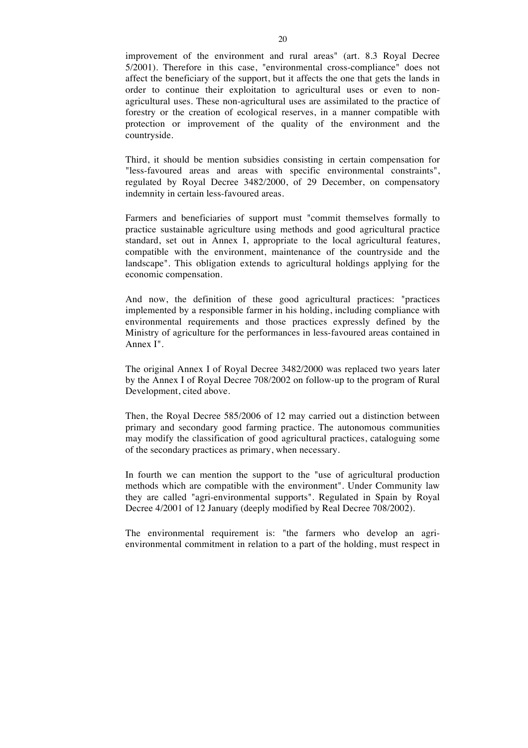improvement of the environment and rural areas" (art. 8.3 Royal Decree 5/2001). Therefore in this case, "environmental cross-compliance" does not affect the beneficiary of the support, but it affects the one that gets the lands in order to continue their exploitation to agricultural uses or even to non-agricultural uses. These non-agricultural uses are assimilated to the practice of forestry or the creation of ecological reserves, in a manner compatible with protection or improvement of the quality of the environment and the countryside.

Third, it should be mention subsidies consisting in certain compensation for "less-favoured areas and areas with specific environmental constraints", regulated by Royal Decree 3482/2000, of 29 December, on compensatory indemnity in certain less-favoured areas.

Farmers and beneficiaries of support must "commit themselves formally to practice sustainable agriculture using methods and good agricultural practice standard, set out in Annex I, appropriate to the local agricultural features, compatible with the environment, maintenance of the countryside and the landscape". This obligation extends to agricultural holdings applying for the economic compensation.

And now, the definition of these good agricultural practices: "practices implemented by a responsible farmer in his holding, including compliance with environmental requirements and those practices expressly defined by the Ministry of agriculture for the performances in less-favoured areas contained in Annex I".

The original Annex I of Royal Decree 3482/2000 was replaced two years later by the Annex I of Royal Decree 708/2002 on follow-up to the program of Rural Development, cited above.

Then, the Royal Decree 585/2006 of 12 may carried out a distinction between primary and secondary good farming practice. The autonomous communities may modify the classification of good agricultural practices, cataloguing some of the secondary practices as primary, when necessary.

In fourth we can mention the support to the "use of agricultural production methods which are compatible with the environment". Under Community law they are called "agri-environmental supports". Regulated in Spain by Royal Decree 4/2001 of 12 January (deeply modified by Real Decree 708/2002).

The environmental requirement is: "the farmers who develop an agri-environmental commitment in relation to a part of the holding, must respect in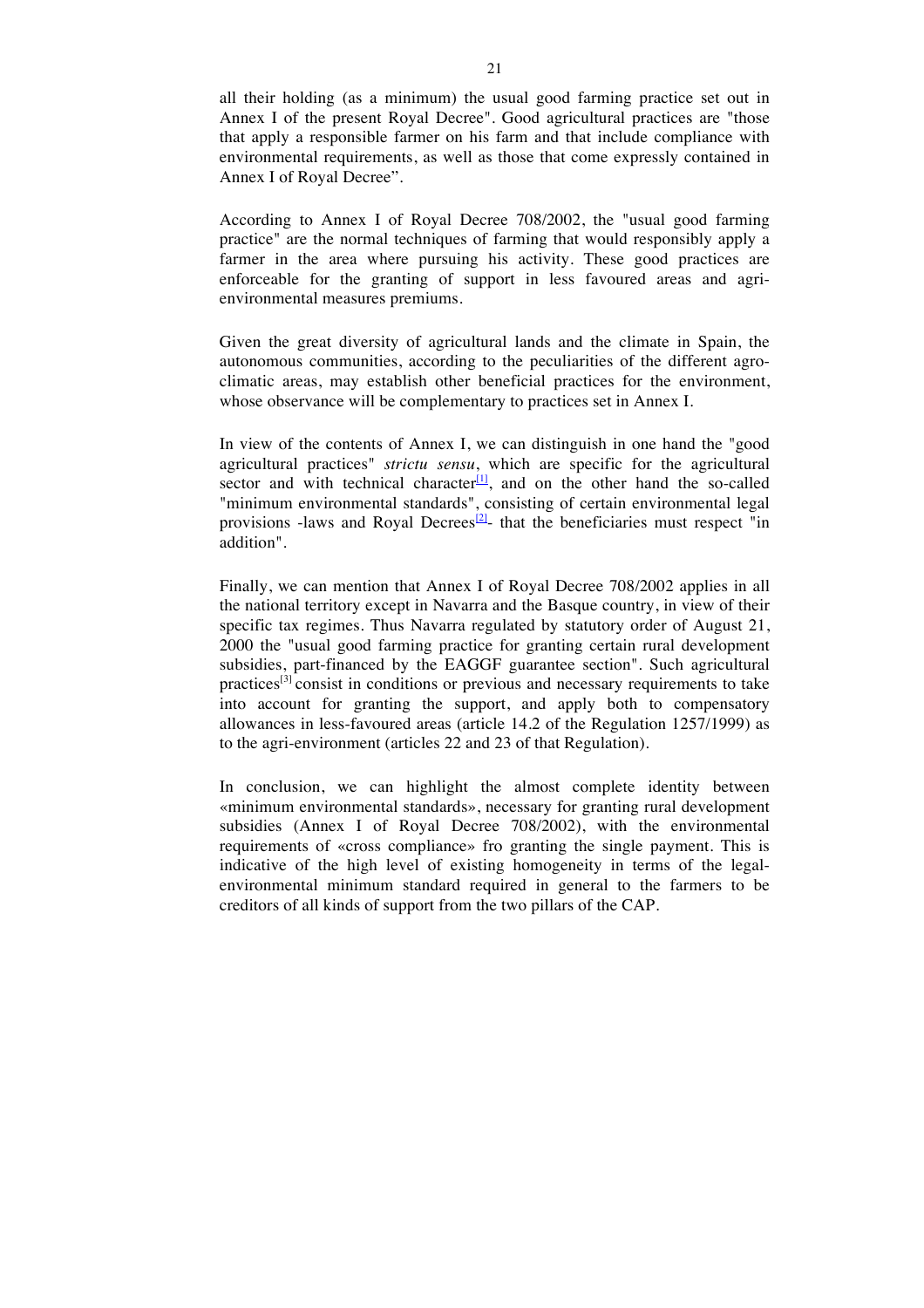all their holding (as a minimum) the usual good farming practice set out in Annex I of the present Royal Decree". Good agricultural practices are "those that apply a responsible farmer on his farm and that include compliance with environmental requirements, as well as those that come expressly contained in Annex I of Royal Decree".

According to Annex I of Royal Decree 708/2002, the "usual good farming practice" are the normal techniques of farming that would responsibly apply a farmer in the area where pursuing his activity. These good practices are enforceable for the granting of support in less favoured areas and agri-environmental measures premiums.

Given the great diversity of agricultural lands and the climate in Spain, the autonomous communities, according to the peculiarities of the different agro-climatic areas, may establish other beneficial practices for the environment, whose observance will be complementary to practices set in Annex I.

In view of the contents of Annex I, we can distinguish in one hand the "good agricultural practices" *strictu sensu*, which are specific for the agricultural sector and with technical character[1], and on the other hand the so-called "minimum environmental standards", consisting of certain environmental legal provisions -laws and Royal Decrees[2]- that the beneficiaries must respect "in addition".

Finally, we can mention that Annex I of Royal Decree 708/2002 applies in all the national territory except in Navarra and the Basque country, in view of their specific tax regimes. Thus Navarra regulated by statutory order of August 21, 2000 the "usual good farming practice for granting certain rural development subsidies, part-financed by the EAGGF guarantee section". Such agricultural practices[3] consist in conditions or previous and necessary requirements to take into account for granting the support, and apply both to compensatory allowances in less-favoured areas (article 14.2 of the Regulation 1257/1999) as to the agri-environment (articles 22 and 23 of that Regulation).

In conclusion, we can highlight the almost complete identity between «minimum environmental standards», necessary for granting rural development subsidies (Annex I of Royal Decree 708/2002), with the environmental requirements of «cross compliance» fro granting the single payment. This is indicative of the high level of existing homogeneity in terms of the legal-environmental minimum standard required in general to the farmers to be creditors of all kinds of support from the two pillars of the CAP.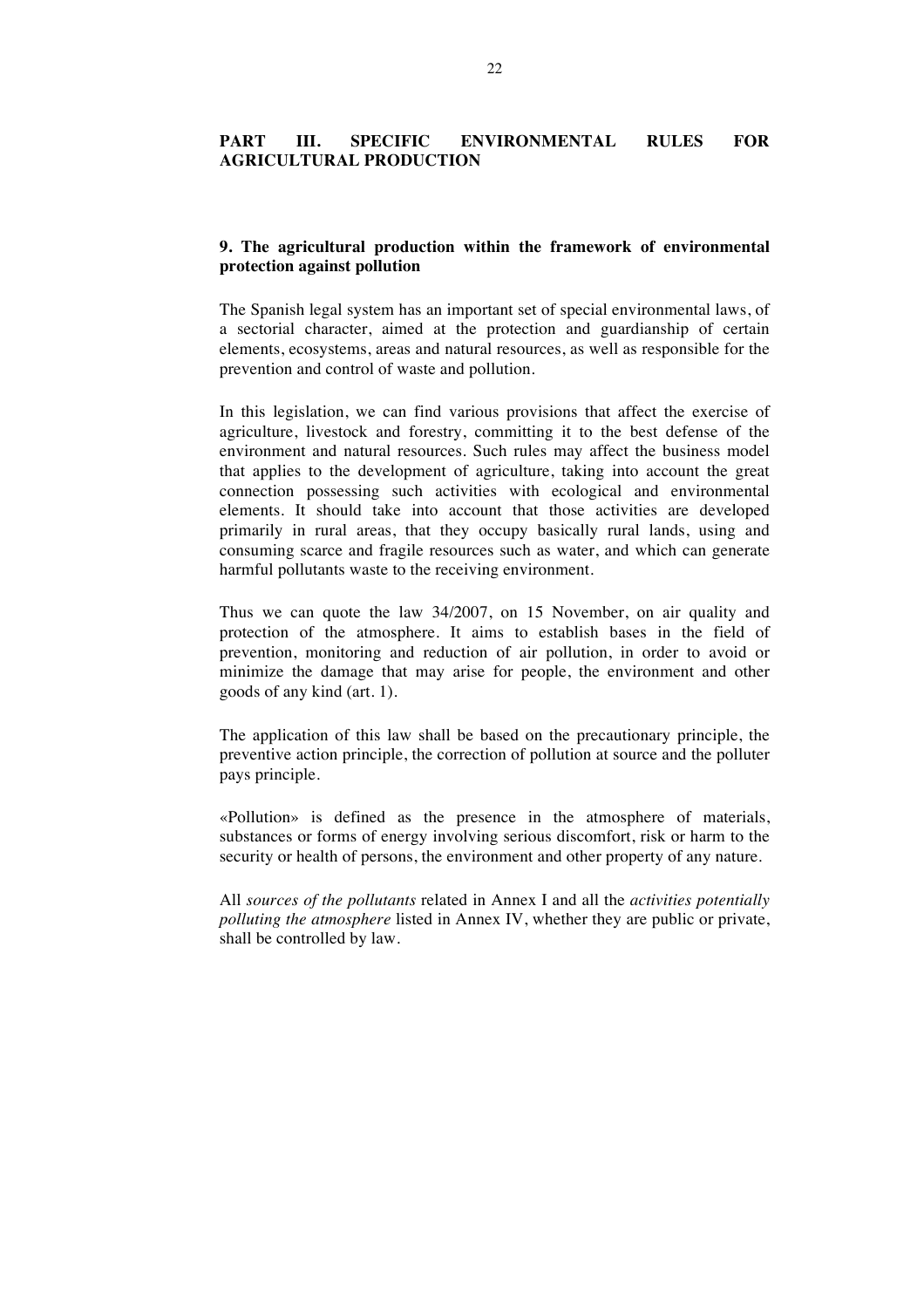## PART III. SPECIFIC ENVIRONMENTAL RULES FOR AGRICULTURAL PRODUCTION

### 9. The agricultural production within the framework of environmental protection against pollution

The Spanish legal system has an important set of special environmental laws, of a sectorial character, aimed at the protection and guardianship of certain elements, ecosystems, areas and natural resources, as well as responsible for the prevention and control of waste and pollution.

In this legislation, we can find various provisions that affect the exercise of agriculture, livestock and forestry, committing it to the best defense of the environment and natural resources. Such rules may affect the business model that applies to the development of agriculture, taking into account the great connection possessing such activities with ecological and environmental elements. It should take into account that those activities are developed primarily in rural areas, that they occupy basically rural lands, using and consuming scarce and fragile resources such as water, and which can generate harmful pollutants waste to the receiving environment.

Thus we can quote the law 34/2007, on 15 November, on air quality and protection of the atmosphere. It aims to establish bases in the field of prevention, monitoring and reduction of air pollution, in order to avoid or minimize the damage that may arise for people, the environment and other goods of any kind (art. 1).

The application of this law shall be based on the precautionary principle, the preventive action principle, the correction of pollution at source and the polluter pays principle.

«Pollution» is defined as the presence in the atmosphere of materials, substances or forms of energy involving serious discomfort, risk or harm to the security or health of persons, the environment and other property of any nature.

All *sources of the pollutants* related in Annex I and all the *activities potentially polluting the atmosphere* listed in Annex IV, whether they are public or private, shall be controlled by law.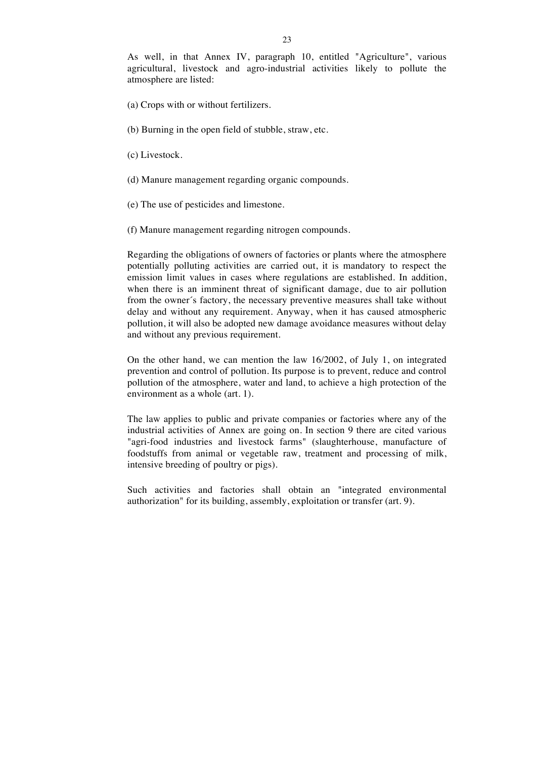As well, in that Annex IV, paragraph 10, entitled "Agriculture", various agricultural, livestock and agro-industrial activities likely to pollute the atmosphere are listed:

(a) Crops with or without fertilizers.

(b) Burning in the open field of stubble, straw, etc.

(c) Livestock.

(d) Manure management regarding organic compounds.

(e) The use of pesticides and limestone.

(f) Manure management regarding nitrogen compounds.

Regarding the obligations of owners of factories or plants where the atmosphere potentially polluting activities are carried out, it is mandatory to respect the emission limit values in cases where regulations are established. In addition, when there is an imminent threat of significant damage, due to air pollution from the owner´s factory, the necessary preventive measures shall take without delay and without any requirement. Anyway, when it has caused atmospheric pollution, it will also be adopted new damage avoidance measures without delay and without any previous requirement.

On the other hand, we can mention the law 16/2002, of July 1, on integrated prevention and control of pollution. Its purpose is to prevent, reduce and control pollution of the atmosphere, water and land, to achieve a high protection of the environment as a whole (art. 1).

The law applies to public and private companies or factories where any of the industrial activities of Annex are going on. In section 9 there are cited various "agri-food industries and livestock farms" (slaughterhouse, manufacture of foodstuffs from animal or vegetable raw, treatment and processing of milk, intensive breeding of poultry or pigs).

Such activities and factories shall obtain an "integrated environmental authorization" for its building, assembly, exploitation or transfer (art. 9).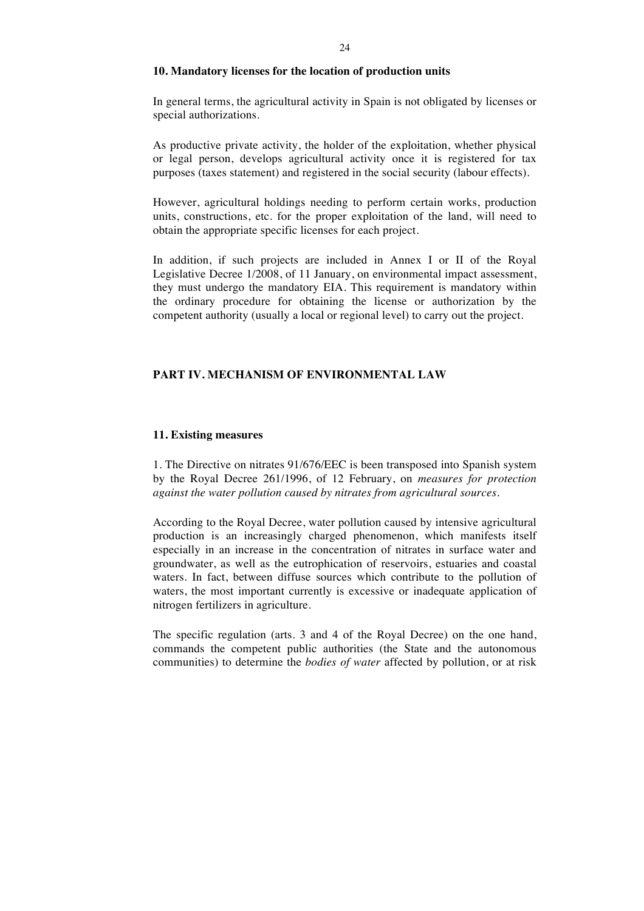### 10. Mandatory licenses for the location of production units

In general terms, the agricultural activity in Spain is not obligated by licenses or special authorizations.

As productive private activity, the holder of the exploitation, whether physical or legal person, develops agricultural activity once it is registered for tax purposes (taxes statement) and registered in the social security (labour effects).

However, agricultural holdings needing to perform certain works, production units, constructions, etc. for the proper exploitation of the land, will need to obtain the appropriate specific licenses for each project.

In addition, if such projects are included in Annex I or II of the Royal Legislative Decree 1/2008, of 11 January, on environmental impact assessment, they must undergo the mandatory EIA. This requirement is mandatory within the ordinary procedure for obtaining the license or authorization by the competent authority (usually a local or regional level) to carry out the project.

## PART IV. MECHANISM OF ENVIRONMENTAL LAW

### 11. Existing measures

1. The Directive on nitrates 91/676/EEC is been transposed into Spanish system by the Royal Decree 261/1996, of 12 February, on *measures for protection against the water pollution caused by nitrates from agricultural sources*.

According to the Royal Decree, water pollution caused by intensive agricultural production is an increasingly charged phenomenon, which manifests itself especially in an increase in the concentration of nitrates in surface water and groundwater, as well as the eutrophication of reservoirs, estuaries and coastal waters. In fact, between diffuse sources which contribute to the pollution of waters, the most important currently is excessive or inadequate application of nitrogen fertilizers in agriculture.

The specific regulation (arts. 3 and 4 of the Royal Decree) on the one hand, commands the competent public authorities (the State and the autonomous communities) to determine the *bodies of water* affected by pollution, or at risk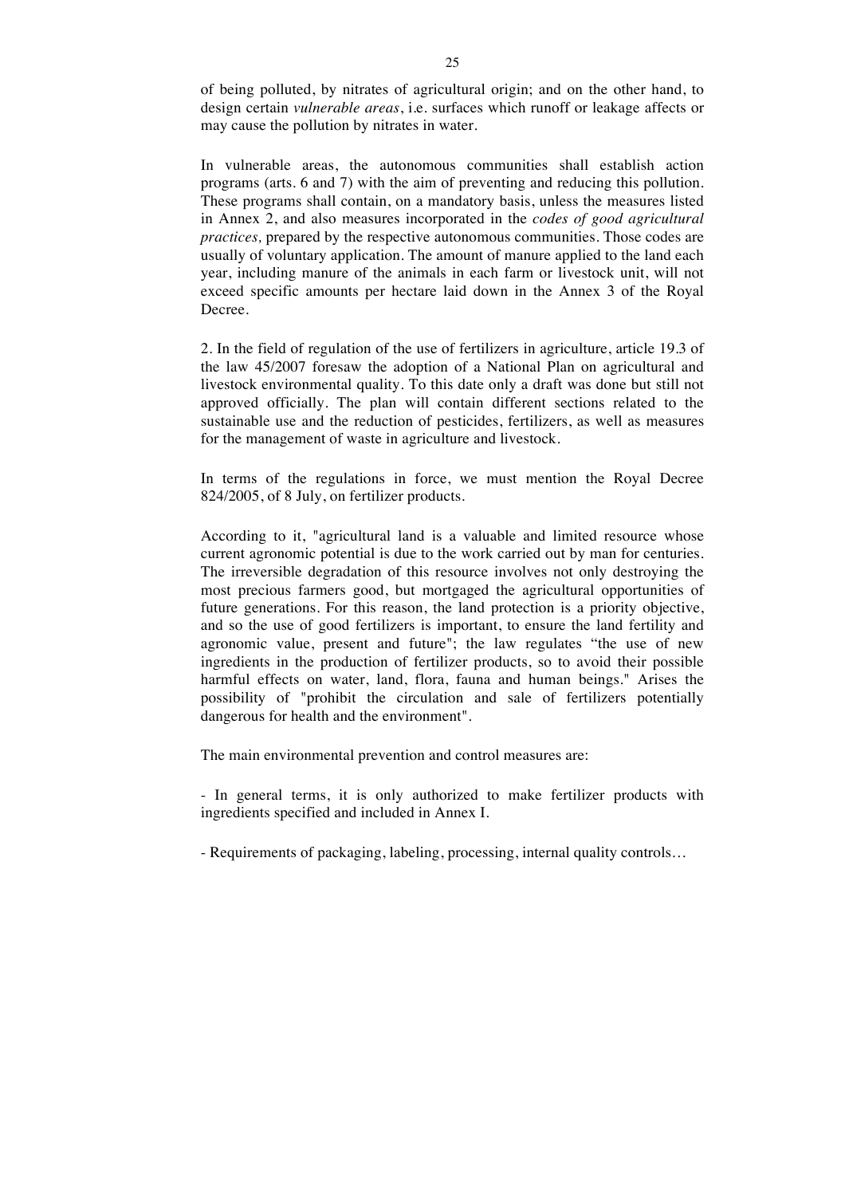of being polluted, by nitrates of agricultural origin; and on the other hand, to design certain *vulnerable areas*, i.e. surfaces which runoff or leakage affects or may cause the pollution by nitrates in water.

In vulnerable areas, the autonomous communities shall establish action programs (arts. 6 and 7) with the aim of preventing and reducing this pollution. These programs shall contain, on a mandatory basis, unless the measures listed in Annex 2, and also measures incorporated in the *codes of good agricultural practices,* prepared by the respective autonomous communities. Those codes are usually of voluntary application. The amount of manure applied to the land each year, including manure of the animals in each farm or livestock unit, will not exceed specific amounts per hectare laid down in the Annex 3 of the Royal Decree.

2. In the field of regulation of the use of fertilizers in agriculture, article 19.3 of the law 45/2007 foresaw the adoption of a National Plan on agricultural and livestock environmental quality. To this date only a draft was done but still not approved officially. The plan will contain different sections related to the sustainable use and the reduction of pesticides, fertilizers, as well as measures for the management of waste in agriculture and livestock.

In terms of the regulations in force, we must mention the Royal Decree 824/2005, of 8 July, on fertilizer products.

According to it, "agricultural land is a valuable and limited resource whose current agronomic potential is due to the work carried out by man for centuries. The irreversible degradation of this resource involves not only destroying the most precious farmers good, but mortgaged the agricultural opportunities of future generations. For this reason, the land protection is a priority objective, and so the use of good fertilizers is important, to ensure the land fertility and agronomic value, present and future"; the law regulates "the use of new ingredients in the production of fertilizer products, so to avoid their possible harmful effects on water, land, flora, fauna and human beings." Arises the possibility of "prohibit the circulation and sale of fertilizers potentially dangerous for health and the environment".

The main environmental prevention and control measures are:

- In general terms, it is only authorized to make fertilizer products with ingredients specified and included in Annex I.

- Requirements of packaging, labeling, processing, internal quality controls…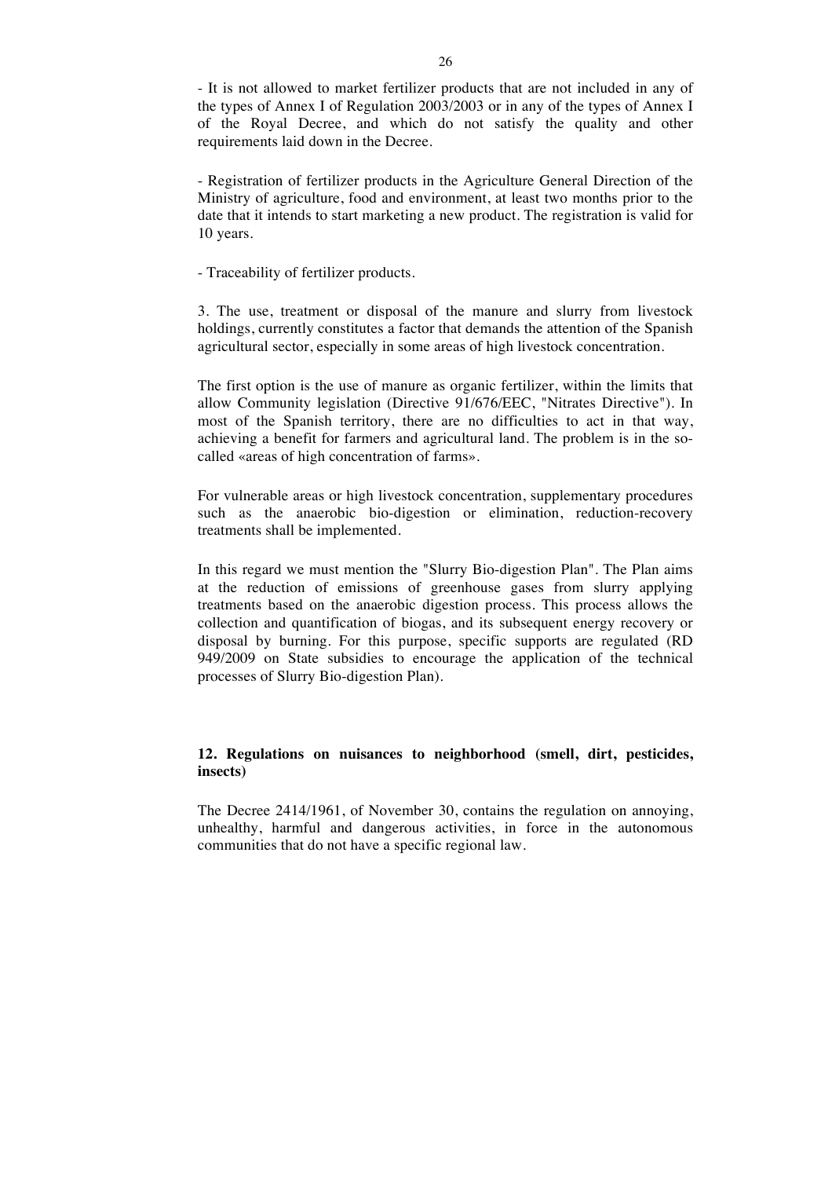- It is not allowed to market fertilizer products that are not included in any of the types of Annex I of Regulation 2003/2003 or in any of the types of Annex I of the Royal Decree, and which do not satisfy the quality and other requirements laid down in the Decree.

- Registration of fertilizer products in the Agriculture General Direction of the Ministry of agriculture, food and environment, at least two months prior to the date that it intends to start marketing a new product. The registration is valid for 10 years.

- Traceability of fertilizer products.

3. The use, treatment or disposal of the manure and slurry from livestock holdings, currently constitutes a factor that demands the attention of the Spanish agricultural sector, especially in some areas of high livestock concentration.

The first option is the use of manure as organic fertilizer, within the limits that allow Community legislation (Directive 91/676/EEC, "Nitrates Directive"). In most of the Spanish territory, there are no difficulties to act in that way, achieving a benefit for farmers and agricultural land. The problem is in the so-called «areas of high concentration of farms».

For vulnerable areas or high livestock concentration, supplementary procedures such as the anaerobic bio-digestion or elimination, reduction-recovery treatments shall be implemented.

In this regard we must mention the "Slurry Bio-digestion Plan". The Plan aims at the reduction of emissions of greenhouse gases from slurry applying treatments based on the anaerobic digestion process. This process allows the collection and quantification of biogas, and its subsequent energy recovery or disposal by burning. For this purpose, specific supports are regulated (RD 949/2009 on State subsidies to encourage the application of the technical processes of Slurry Bio-digestion Plan).

## 12. Regulations on nuisances to neighborhood (smell, dirt, pesticides, insects)

The Decree 2414/1961, of November 30, contains the regulation on annoying, unhealthy, harmful and dangerous activities, in force in the autonomous communities that do not have a specific regional law.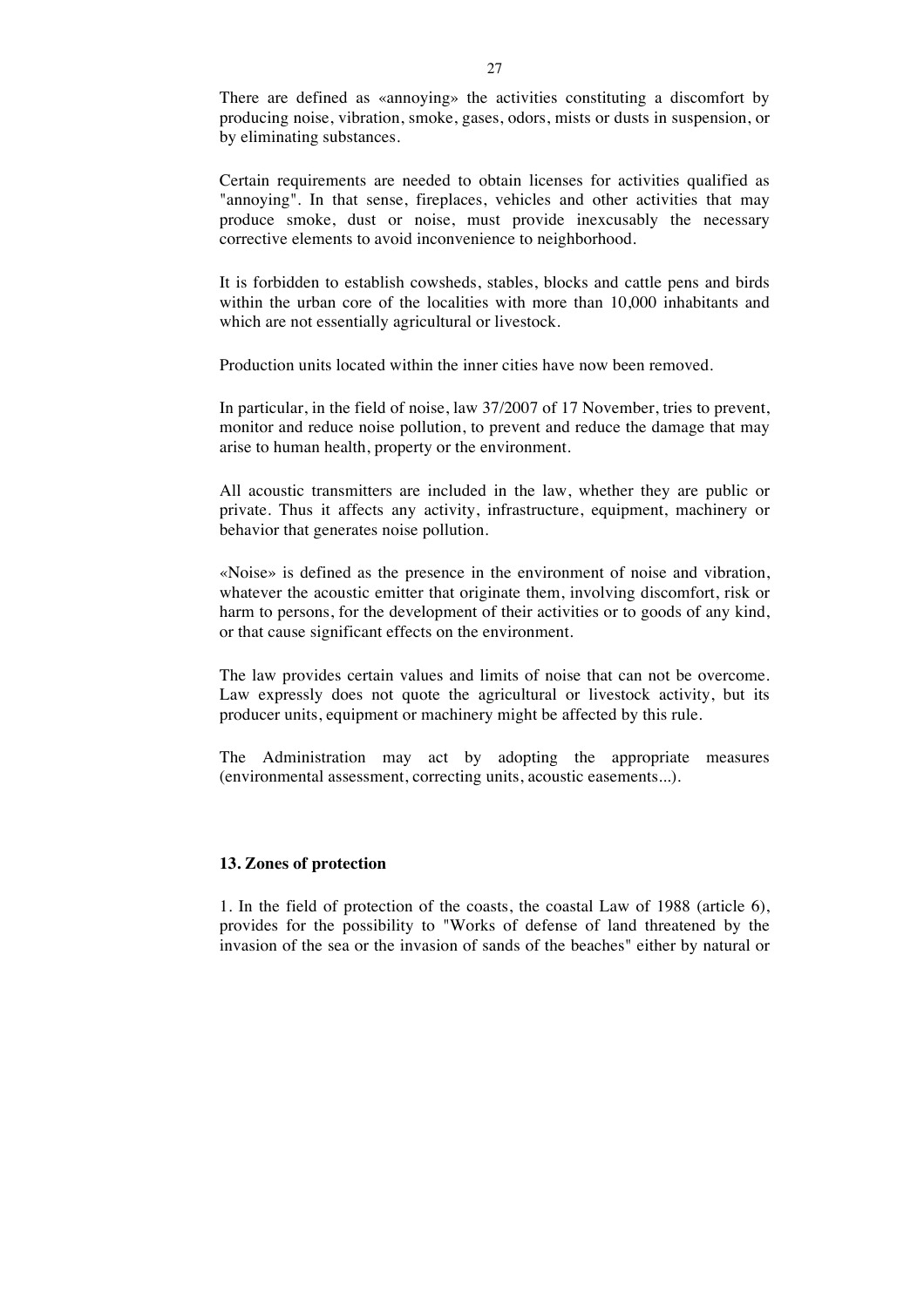There are defined as «annoying» the activities constituting a discomfort by producing noise, vibration, smoke, gases, odors, mists or dusts in suspension, or by eliminating substances.

Certain requirements are needed to obtain licenses for activities qualified as "annoying". In that sense, fireplaces, vehicles and other activities that may produce smoke, dust or noise, must provide inexcusably the necessary corrective elements to avoid inconvenience to neighborhood.

It is forbidden to establish cowsheds, stables, blocks and cattle pens and birds within the urban core of the localities with more than 10,000 inhabitants and which are not essentially agricultural or livestock.

Production units located within the inner cities have now been removed.

In particular, in the field of noise, law 37/2007 of 17 November, tries to prevent, monitor and reduce noise pollution, to prevent and reduce the damage that may arise to human health, property or the environment.

All acoustic transmitters are included in the law, whether they are public or private. Thus it affects any activity, infrastructure, equipment, machinery or behavior that generates noise pollution.

«Noise» is defined as the presence in the environment of noise and vibration, whatever the acoustic emitter that originate them, involving discomfort, risk or harm to persons, for the development of their activities or to goods of any kind, or that cause significant effects on the environment.

The law provides certain values and limits of noise that can not be overcome. Law expressly does not quote the agricultural or livestock activity, but its producer units, equipment or machinery might be affected by this rule.

The Administration may act by adopting the appropriate measures (environmental assessment, correcting units, acoustic easements...).

### 13. Zones of protection

1. In the field of protection of the coasts, the coastal Law of 1988 (article 6), provides for the possibility to "Works of defense of land threatened by the invasion of the sea or the invasion of sands of the beaches" either by natural or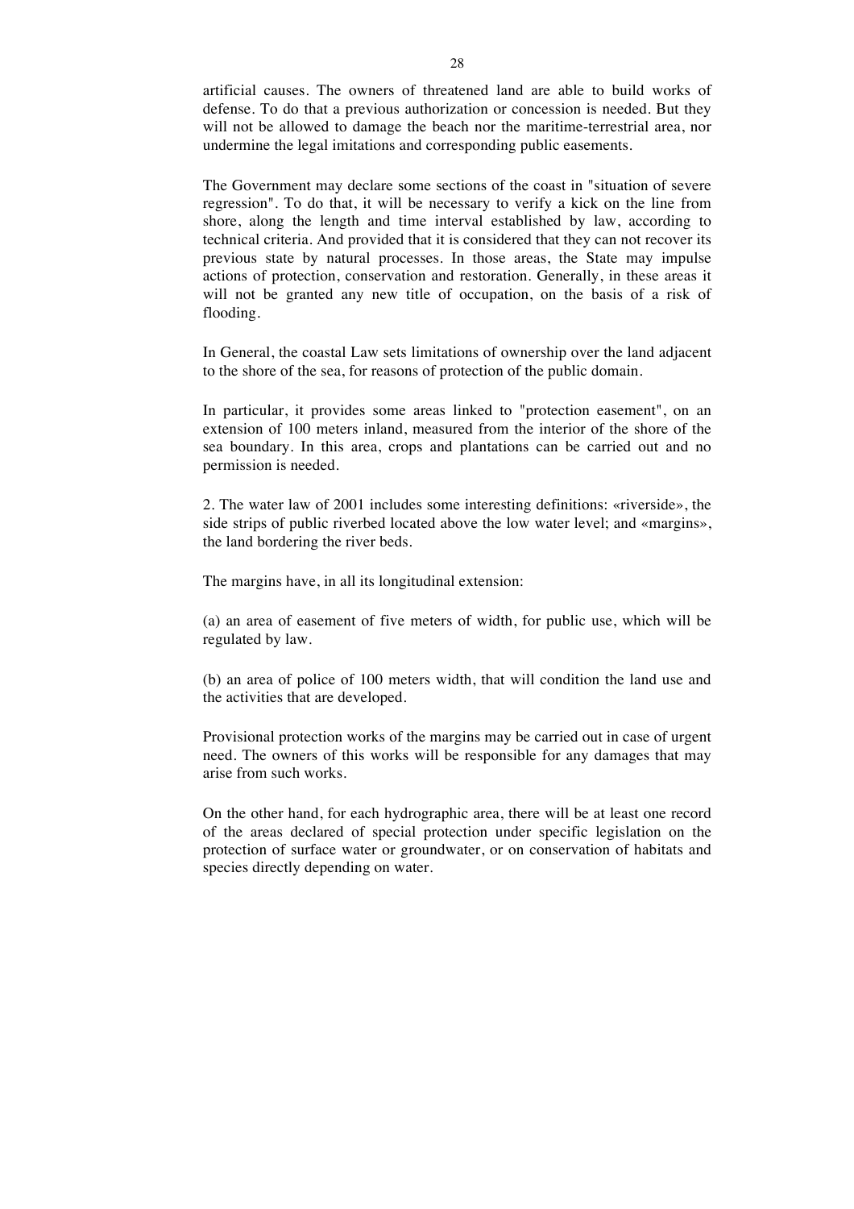artificial causes. The owners of threatened land are able to build works of defense. To do that a previous authorization or concession is needed. But they will not be allowed to damage the beach nor the maritime-terrestrial area, nor undermine the legal imitations and corresponding public easements.

The Government may declare some sections of the coast in "situation of severe regression". To do that, it will be necessary to verify a kick on the line from shore, along the length and time interval established by law, according to technical criteria. And provided that it is considered that they can not recover its previous state by natural processes. In those areas, the State may impulse actions of protection, conservation and restoration. Generally, in these areas it will not be granted any new title of occupation, on the basis of a risk of flooding.

In General, the coastal Law sets limitations of ownership over the land adjacent to the shore of the sea, for reasons of protection of the public domain.

In particular, it provides some areas linked to "protection easement", on an extension of 100 meters inland, measured from the interior of the shore of the sea boundary. In this area, crops and plantations can be carried out and no permission is needed.

2. The water law of 2001 includes some interesting definitions: «riverside», the side strips of public riverbed located above the low water level; and «margins», the land bordering the river beds.

The margins have, in all its longitudinal extension:

(a) an area of easement of five meters of width, for public use, which will be regulated by law.

(b) an area of police of 100 meters width, that will condition the land use and the activities that are developed.

Provisional protection works of the margins may be carried out in case of urgent need. The owners of this works will be responsible for any damages that may arise from such works.

On the other hand, for each hydrographic area, there will be at least one record of the areas declared of special protection under specific legislation on the protection of surface water or groundwater, or on conservation of habitats and species directly depending on water.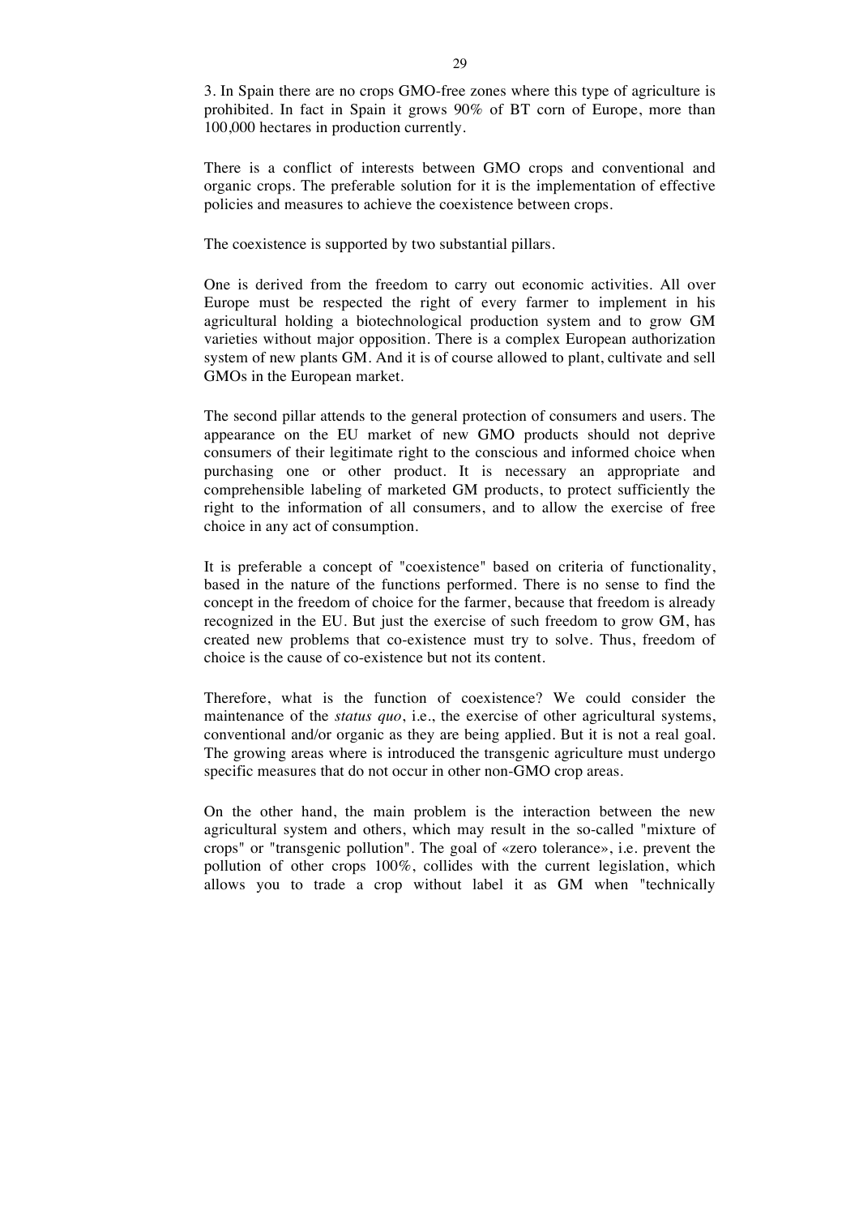3. In Spain there are no crops GMO-free zones where this type of agriculture is prohibited. In fact in Spain it grows 90% of BT corn of Europe, more than 100,000 hectares in production currently.

There is a conflict of interests between GMO crops and conventional and organic crops. The preferable solution for it is the implementation of effective policies and measures to achieve the coexistence between crops.

The coexistence is supported by two substantial pillars.

One is derived from the freedom to carry out economic activities. All over Europe must be respected the right of every farmer to implement in his agricultural holding a biotechnological production system and to grow GM varieties without major opposition. There is a complex European authorization system of new plants GM. And it is of course allowed to plant, cultivate and sell GMOs in the European market.

The second pillar attends to the general protection of consumers and users. The appearance on the EU market of new GMO products should not deprive consumers of their legitimate right to the conscious and informed choice when purchasing one or other product. It is necessary an appropriate and comprehensible labeling of marketed GM products, to protect sufficiently the right to the information of all consumers, and to allow the exercise of free choice in any act of consumption.

It is preferable a concept of "coexistence" based on criteria of functionality, based in the nature of the functions performed. There is no sense to find the concept in the freedom of choice for the farmer, because that freedom is already recognized in the EU. But just the exercise of such freedom to grow GM, has created new problems that co-existence must try to solve. Thus, freedom of choice is the cause of co-existence but not its content.

Therefore, what is the function of coexistence? We could consider the maintenance of the *status quo*, i.e., the exercise of other agricultural systems, conventional and/or organic as they are being applied. But it is not a real goal. The growing areas where is introduced the transgenic agriculture must undergo specific measures that do not occur in other non-GMO crop areas.

On the other hand, the main problem is the interaction between the new agricultural system and others, which may result in the so-called "mixture of crops" or "transgenic pollution". The goal of «zero tolerance», i.e. prevent the pollution of other crops 100%, collides with the current legislation, which allows you to trade a crop without label it as GM when "technically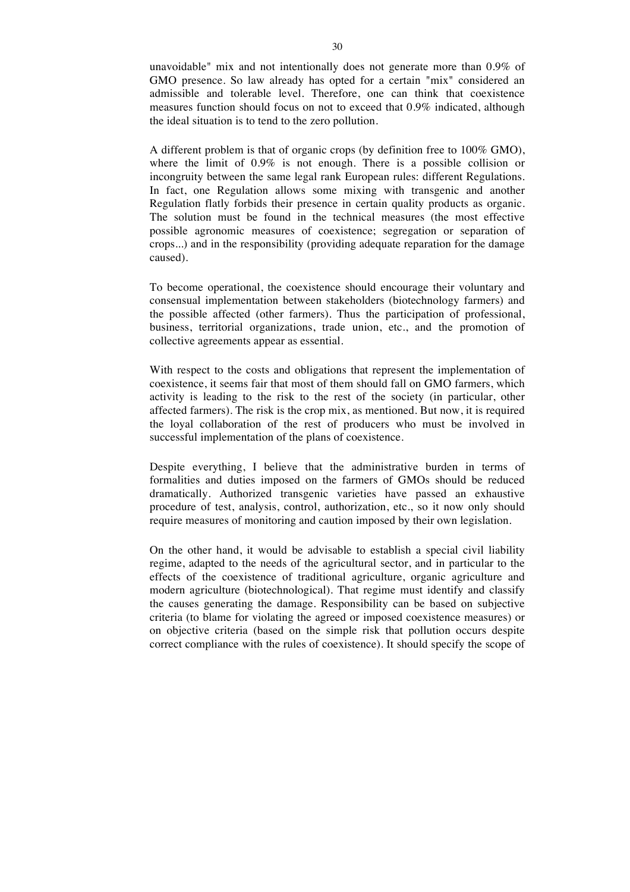unavoidable" mix and not intentionally does not generate more than 0.9% of GMO presence. So law already has opted for a certain "mix" considered an admissible and tolerable level. Therefore, one can think that coexistence measures function should focus on not to exceed that 0.9% indicated, although the ideal situation is to tend to the zero pollution.

A different problem is that of organic crops (by definition free to 100% GMO), where the limit of 0.9% is not enough. There is a possible collision or incongruity between the same legal rank European rules: different Regulations. In fact, one Regulation allows some mixing with transgenic and another Regulation flatly forbids their presence in certain quality products as organic. The solution must be found in the technical measures (the most effective possible agronomic measures of coexistence; segregation or separation of crops...) and in the responsibility (providing adequate reparation for the damage caused).

To become operational, the coexistence should encourage their voluntary and consensual implementation between stakeholders (biotechnology farmers) and the possible affected (other farmers). Thus the participation of professional, business, territorial organizations, trade union, etc., and the promotion of collective agreements appear as essential.

With respect to the costs and obligations that represent the implementation of coexistence, it seems fair that most of them should fall on GMO farmers, which activity is leading to the risk to the rest of the society (in particular, other affected farmers). The risk is the crop mix, as mentioned. But now, it is required the loyal collaboration of the rest of producers who must be involved in successful implementation of the plans of coexistence.

Despite everything, I believe that the administrative burden in terms of formalities and duties imposed on the farmers of GMOs should be reduced dramatically. Authorized transgenic varieties have passed an exhaustive procedure of test, analysis, control, authorization, etc., so it now only should require measures of monitoring and caution imposed by their own legislation.

On the other hand, it would be advisable to establish a special civil liability regime, adapted to the needs of the agricultural sector, and in particular to the effects of the coexistence of traditional agriculture, organic agriculture and modern agriculture (biotechnological). That regime must identify and classify the causes generating the damage. Responsibility can be based on subjective criteria (to blame for violating the agreed or imposed coexistence measures) or on objective criteria (based on the simple risk that pollution occurs despite correct compliance with the rules of coexistence). It should specify the scope of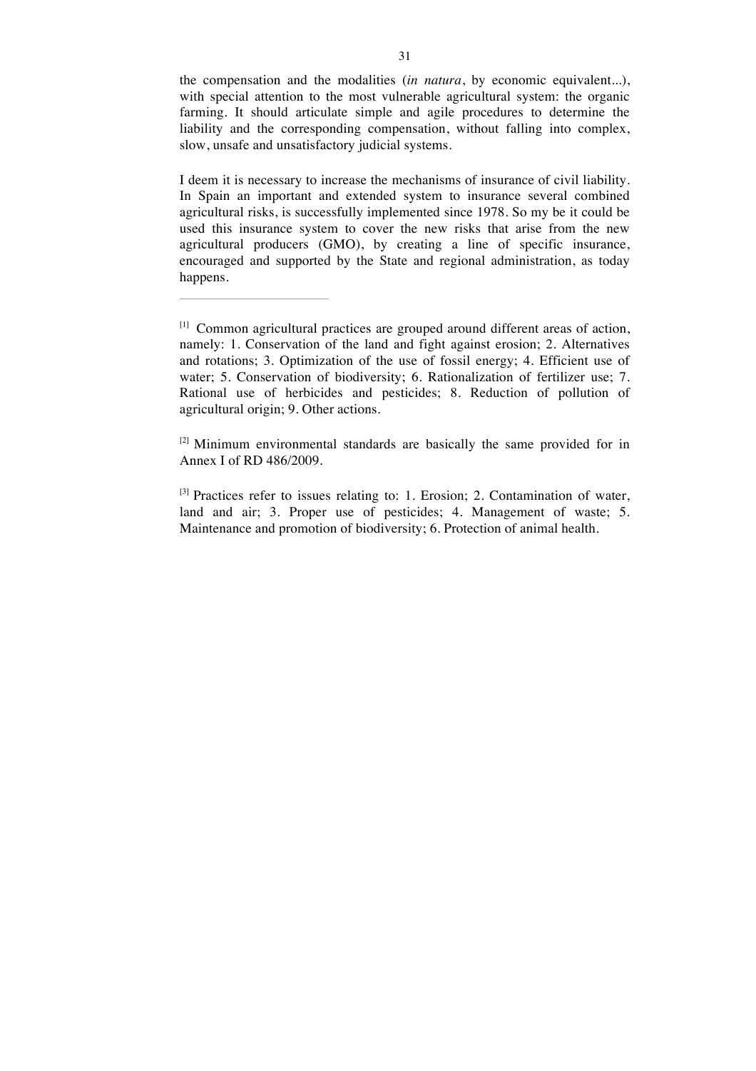the compensation and the modalities (*in natura*, by economic equivalent...), with special attention to the most vulnerable agricultural system: the organic farming. It should articulate simple and agile procedures to determine the liability and the corresponding compensation, without falling into complex, slow, unsafe and unsatisfactory judicial systems.

I deem it is necessary to increase the mechanisms of insurance of civil liability. In Spain an important and extended system to insurance several combined agricultural risks, is successfully implemented since 1978. So my be it could be used this insurance system to cover the new risks that arise from the new agricultural producers (GMO), by creating a line of specific insurance, encouraged and supported by the State and regional administration, as today happens.

---

[1] Common agricultural practices are grouped around different areas of action, namely: 1. Conservation of the land and fight against erosion; 2. Alternatives and rotations; 3. Optimization of the use of fossil energy; 4. Efficient use of water; 5. Conservation of biodiversity; 6. Rationalization of fertilizer use; 7. Rational use of herbicides and pesticides; 8. Reduction of pollution of agricultural origin; 9. Other actions.

[2] Minimum environmental standards are basically the same provided for in Annex I of RD 486/2009.

[3] Practices refer to issues relating to: 1. Erosion; 2. Contamination of water, land and air; 3. Proper use of pesticides; 4. Management of waste; 5. Maintenance and promotion of biodiversity; 6. Protection of animal health.